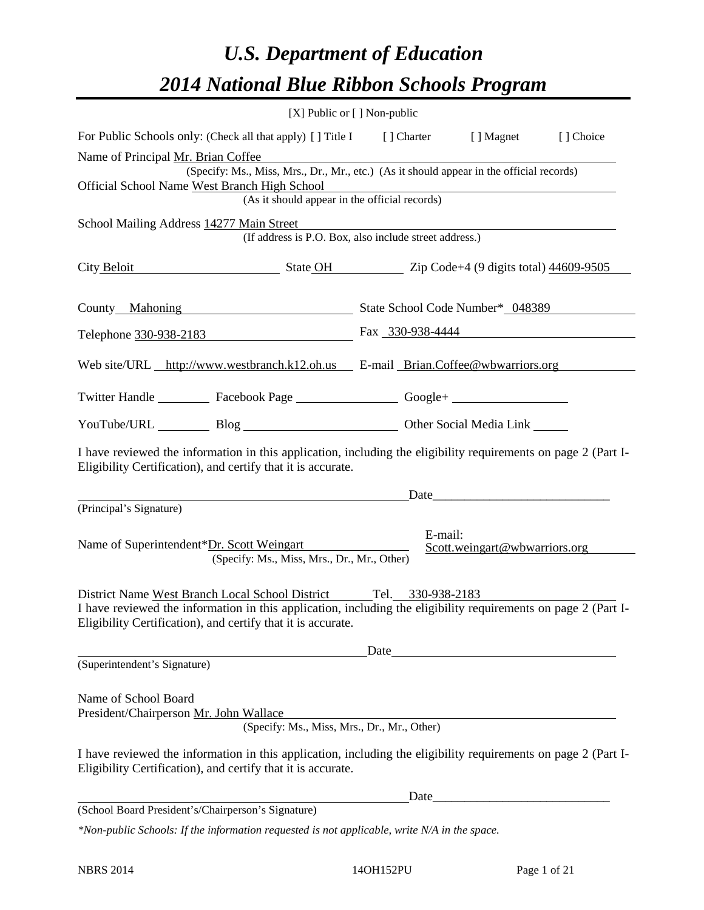# *U.S. Department of Education*

# *2014 National Blue Ribbon Schools Program*

[X] Public or [ ] Non-public

For Public Schools only: (Check all that apply) [ ] Title I [ ] Charter [ ] Magnet [ ] Choice

Name of Principal Mr. Brian Coffee
(Specify: Ms., Miss, Mrs., Dr., Mr., etc.) (As it should appear in the official records)

Official School Name West Branch High School
(As it should appear in the official records)

School Mailing Address 14277 Main Street
(If address is P.O. Box, also include street address.)

City Beloit State OH Zip Code+4 (9 digits total) 44609-9505

County Mahoning State School Code Number* 048389

Telephone 330-938-2183 Fax 330-938-4444

Web site/URL http://www.westbranch.k12.oh.us E-mail Brian.Coffee@wbwarriors.org

Twitter Handle ________ Facebook Page ________________ Google+ __________________

YouTube/URL ________ Blog ________________________ Other Social Media Link _____

I have reviewed the information in this application, including the eligibility requirements on page 2 (Part I-Eligibility Certification), and certify that it is accurate.

_______________________________________________ Date___________________________
(Principal's Signature)

Name of Superintendent*Dr. Scott Weingart E-mail: Scott.weingart@wbwarriors.org
(Specify: Ms., Miss, Mrs., Dr., Mr., Other)

District Name West Branch Local School District Tel. 330-938-2183

I have reviewed the information in this application, including the eligibility requirements on page 2 (Part I-Eligibility Certification), and certify that it is accurate.

_______________________________________________ Date___________________________
(Superintendent's Signature)

Name of School Board
President/Chairperson Mr. John Wallace
(Specify: Ms., Miss, Mrs., Dr., Mr., Other)

I have reviewed the information in this application, including the eligibility requirements on page 2 (Part I-Eligibility Certification), and certify that it is accurate.

_______________________________________________ Date___________________________
(School Board President's/Chairperson's Signature)

*\*Non-public Schools: If the information requested is not applicable, write N/A in the space.*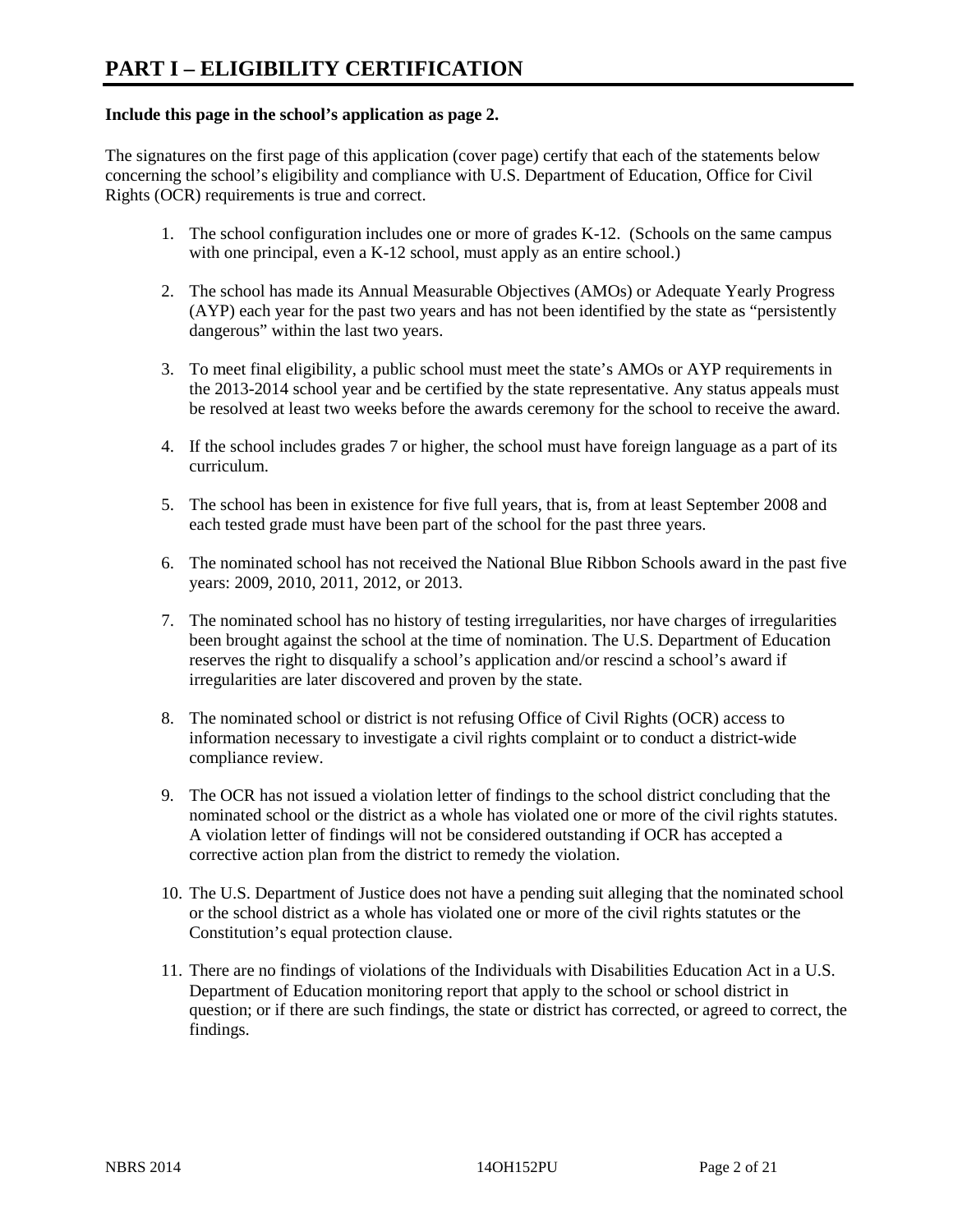# PART I – ELIGIBILITY CERTIFICATION

**Include this page in the school's application as page 2.**

The signatures on the first page of this application (cover page) certify that each of the statements below concerning the school's eligibility and compliance with U.S. Department of Education, Office for Civil Rights (OCR) requirements is true and correct.

1. The school configuration includes one or more of grades K-12. (Schools on the same campus with one principal, even a K-12 school, must apply as an entire school.)

2. The school has made its Annual Measurable Objectives (AMOs) or Adequate Yearly Progress (AYP) each year for the past two years and has not been identified by the state as "persistently dangerous" within the last two years.

3. To meet final eligibility, a public school must meet the state's AMOs or AYP requirements in the 2013-2014 school year and be certified by the state representative. Any status appeals must be resolved at least two weeks before the awards ceremony for the school to receive the award.

4. If the school includes grades 7 or higher, the school must have foreign language as a part of its curriculum.

5. The school has been in existence for five full years, that is, from at least September 2008 and each tested grade must have been part of the school for the past three years.

6. The nominated school has not received the National Blue Ribbon Schools award in the past five years: 2009, 2010, 2011, 2012, or 2013.

7. The nominated school has no history of testing irregularities, nor have charges of irregularities been brought against the school at the time of nomination. The U.S. Department of Education reserves the right to disqualify a school's application and/or rescind a school's award if irregularities are later discovered and proven by the state.

8. The nominated school or district is not refusing Office of Civil Rights (OCR) access to information necessary to investigate a civil rights complaint or to conduct a district-wide compliance review.

9. The OCR has not issued a violation letter of findings to the school district concluding that the nominated school or the district as a whole has violated one or more of the civil rights statutes. A violation letter of findings will not be considered outstanding if OCR has accepted a corrective action plan from the district to remedy the violation.

10. The U.S. Department of Justice does not have a pending suit alleging that the nominated school or the school district as a whole has violated one or more of the civil rights statutes or the Constitution's equal protection clause.

11. There are no findings of violations of the Individuals with Disabilities Education Act in a U.S. Department of Education monitoring report that apply to the school or school district in question; or if there are such findings, the state or district has corrected, or agreed to correct, the findings.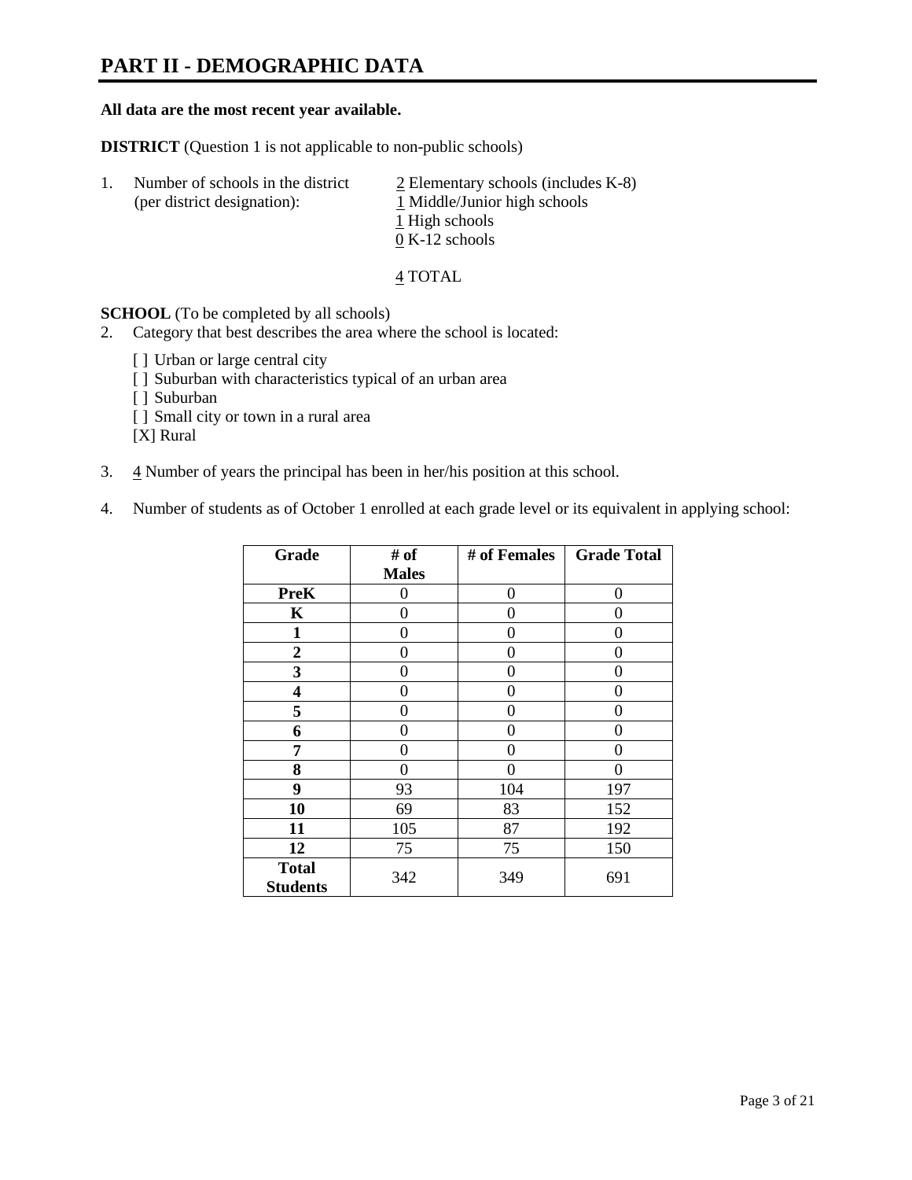# PART II - DEMOGRAPHIC DATA

**All data are the most recent year available.**

**DISTRICT** (Question 1 is not applicable to non-public schools)

1. Number of schools in the district (per district designation):
   - 2 Elementary schools (includes K-8)
   - 1 Middle/Junior high schools
   - 1 High schools
   - 0 K-12 schools

   4 TOTAL

**SCHOOL** (To be completed by all schools)

2. Category that best describes the area where the school is located:

   [ ] Urban or large central city
   [ ] Suburban with characteristics typical of an urban area
   [ ] Suburban
   [ ] Small city or town in a rural area
   [X] Rural

3. 4 Number of years the principal has been in her/his position at this school.

4. Number of students as of October 1 enrolled at each grade level or its equivalent in applying school:

| Grade | # of Males | # of Females | Grade Total |
|---|---|---|---|
| **PreK** | 0 | 0 | 0 |
| **K** | 0 | 0 | 0 |
| **1** | 0 | 0 | 0 |
| **2** | 0 | 0 | 0 |
| **3** | 0 | 0 | 0 |
| **4** | 0 | 0 | 0 |
| **5** | 0 | 0 | 0 |
| **6** | 0 | 0 | 0 |
| **7** | 0 | 0 | 0 |
| **8** | 0 | 0 | 0 |
| **9** | 93 | 104 | 197 |
| **10** | 69 | 83 | 152 |
| **11** | 105 | 87 | 192 |
| **12** | 75 | 75 | 150 |
| **Total Students** | 342 | 349 | 691 |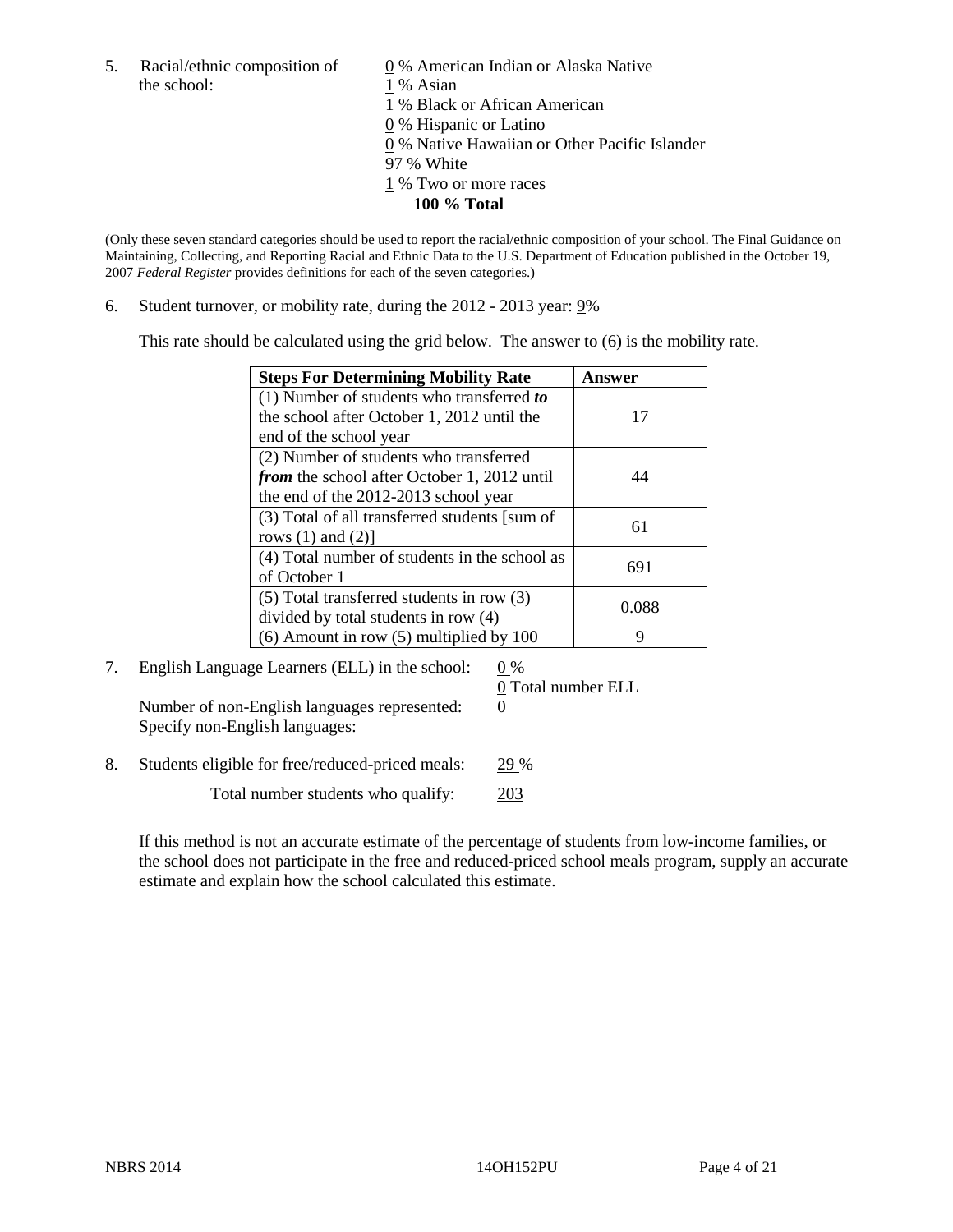5. Racial/ethnic composition of the school:

0 % American Indian or Alaska Native
1 % Asian
1 % Black or African American
0 % Hispanic or Latino
0 % Native Hawaiian or Other Pacific Islander
97 % White
1 % Two or more races
**100 % Total**

(Only these seven standard categories should be used to report the racial/ethnic composition of your school. The Final Guidance on Maintaining, Collecting, and Reporting Racial and Ethnic Data to the U.S. Department of Education published in the October 19, 2007 *Federal Register* provides definitions for each of the seven categories.)

6. Student turnover, or mobility rate, during the 2012 - 2013 year: 9%

This rate should be calculated using the grid below. The answer to (6) is the mobility rate.

| **Steps For Determining Mobility Rate** | **Answer** |
|---|---|
| (1) Number of students who transferred ***to*** the school after October 1, 2012 until the end of the school year | 17 |
| (2) Number of students who transferred ***from*** the school after October 1, 2012 until the end of the 2012-2013 school year | 44 |
| (3) Total of all transferred students [sum of rows (1) and (2)] | 61 |
| (4) Total number of students in the school as of October 1 | 691 |
| (5) Total transferred students in row (3) divided by total students in row (4) | 0.088 |
| (6) Amount in row (5) multiplied by 100 | 9 |

7. English Language Learners (ELL) in the school: 0 %

0 Total number ELL

Number of non-English languages represented: 0

Specify non-English languages:

8. Students eligible for free/reduced-priced meals: 29 %

Total number students who qualify: 203

If this method is not an accurate estimate of the percentage of students from low-income families, or the school does not participate in the free and reduced-priced school meals program, supply an accurate estimate and explain how the school calculated this estimate.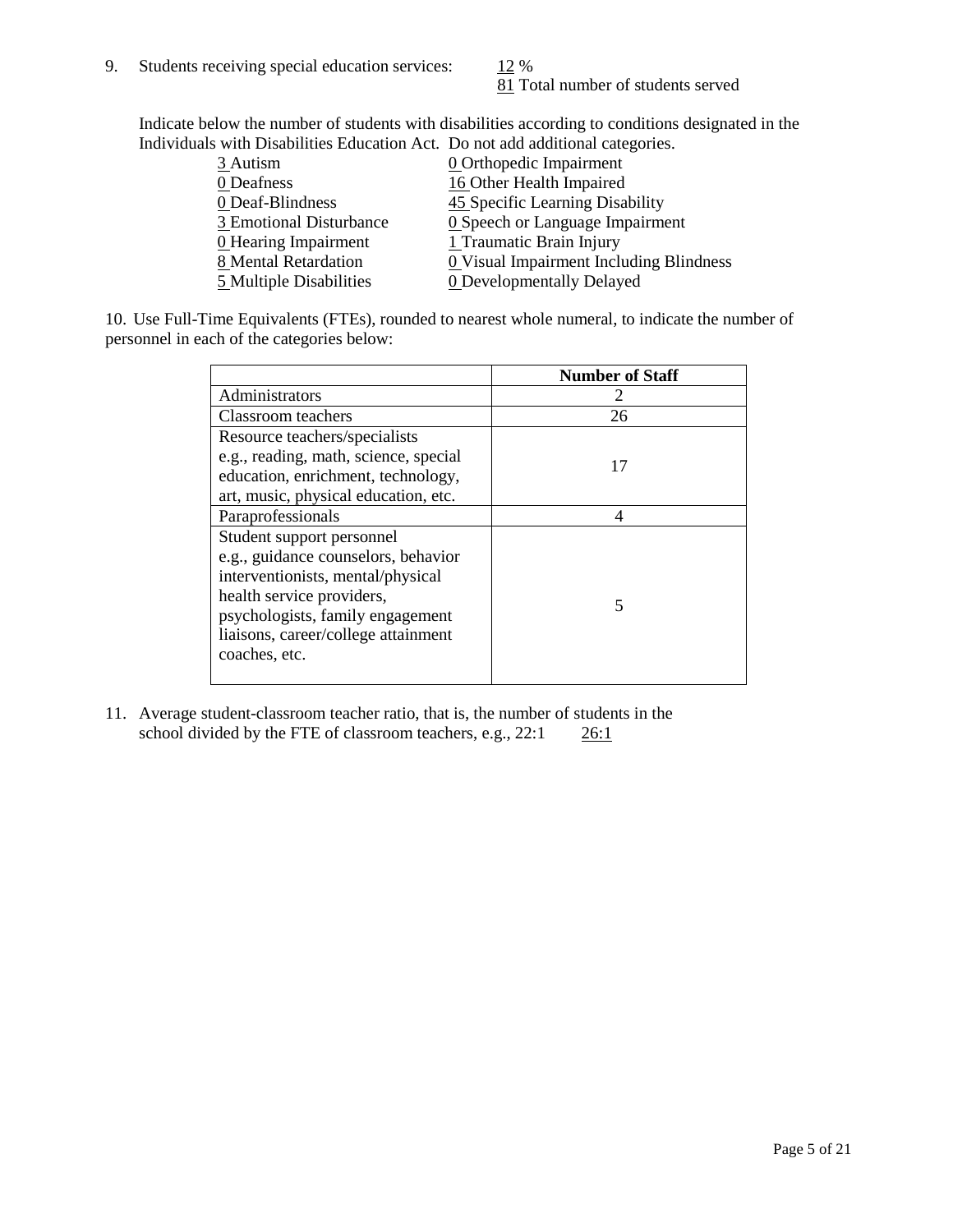9. Students receiving special education services: 12 %
   81 Total number of students served

Indicate below the number of students with disabilities according to conditions designated in the Individuals with Disabilities Education Act. Do not add additional categories.

3 Autism
0 Deafness
0 Deaf-Blindness
3 Emotional Disturbance
0 Hearing Impairment
8 Mental Retardation
5 Multiple Disabilities
0 Orthopedic Impairment
16 Other Health Impaired
45 Specific Learning Disability
0 Speech or Language Impairment
1 Traumatic Brain Injury
0 Visual Impairment Including Blindness
0 Developmentally Delayed

10. Use Full-Time Equivalents (FTEs), rounded to nearest whole numeral, to indicate the number of personnel in each of the categories below:

| | **Number of Staff** |
|---|---|
| Administrators | 2 |
| Classroom teachers | 26 |
| Resource teachers/specialists e.g., reading, math, science, special education, enrichment, technology, art, music, physical education, etc. | 17 |
| Paraprofessionals | 4 |
| Student support personnel e.g., guidance counselors, behavior interventionists, mental/physical health service providers, psychologists, family engagement liaisons, career/college attainment coaches, etc. | 5 |

11. Average student-classroom teacher ratio, that is, the number of students in the school divided by the FTE of classroom teachers, e.g., 22:1 26:1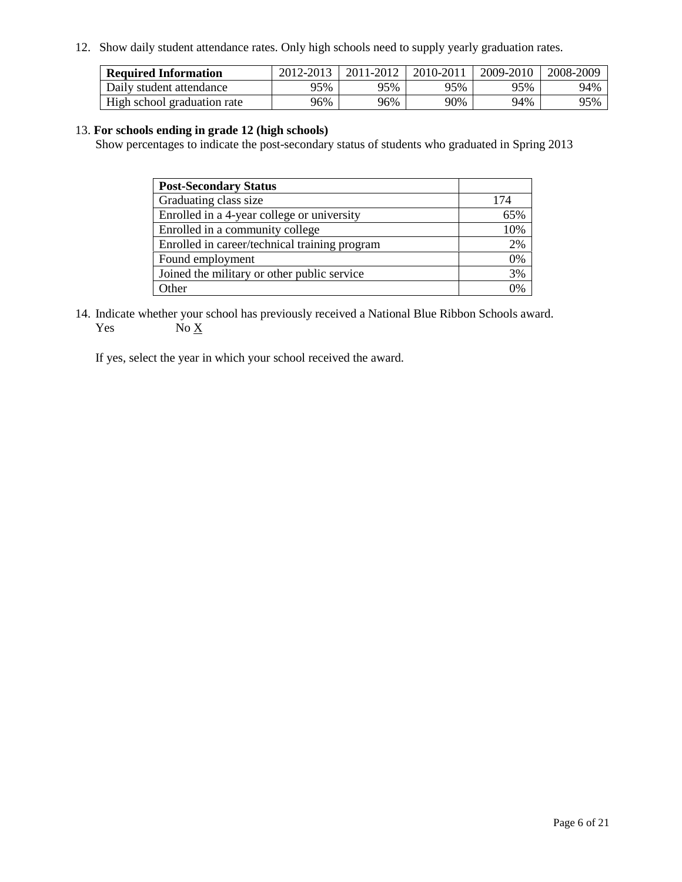12. Show daily student attendance rates. Only high schools need to supply yearly graduation rates.

| **Required Information** | 2012-2013 | 2011-2012 | 2010-2011 | 2009-2010 | 2008-2009 |
|---|---|---|---|---|---|
| Daily student attendance | 95% | 95% | 95% | 95% | 94% |
| High school graduation rate | 96% | 96% | 90% | 94% | 95% |

13. **For schools ending in grade 12 (high schools)**

Show percentages to indicate the post-secondary status of students who graduated in Spring 2013

| **Post-Secondary Status** | |
|---|---|
| Graduating class size | 174 |
| Enrolled in a 4-year college or university | 65% |
| Enrolled in a community college | 10% |
| Enrolled in career/technical training program | 2% |
| Found employment | 0% |
| Joined the military or other public service | 3% |
| Other | 0% |

14. Indicate whether your school has previously received a National Blue Ribbon Schools award.

Yes No X

If yes, select the year in which your school received the award.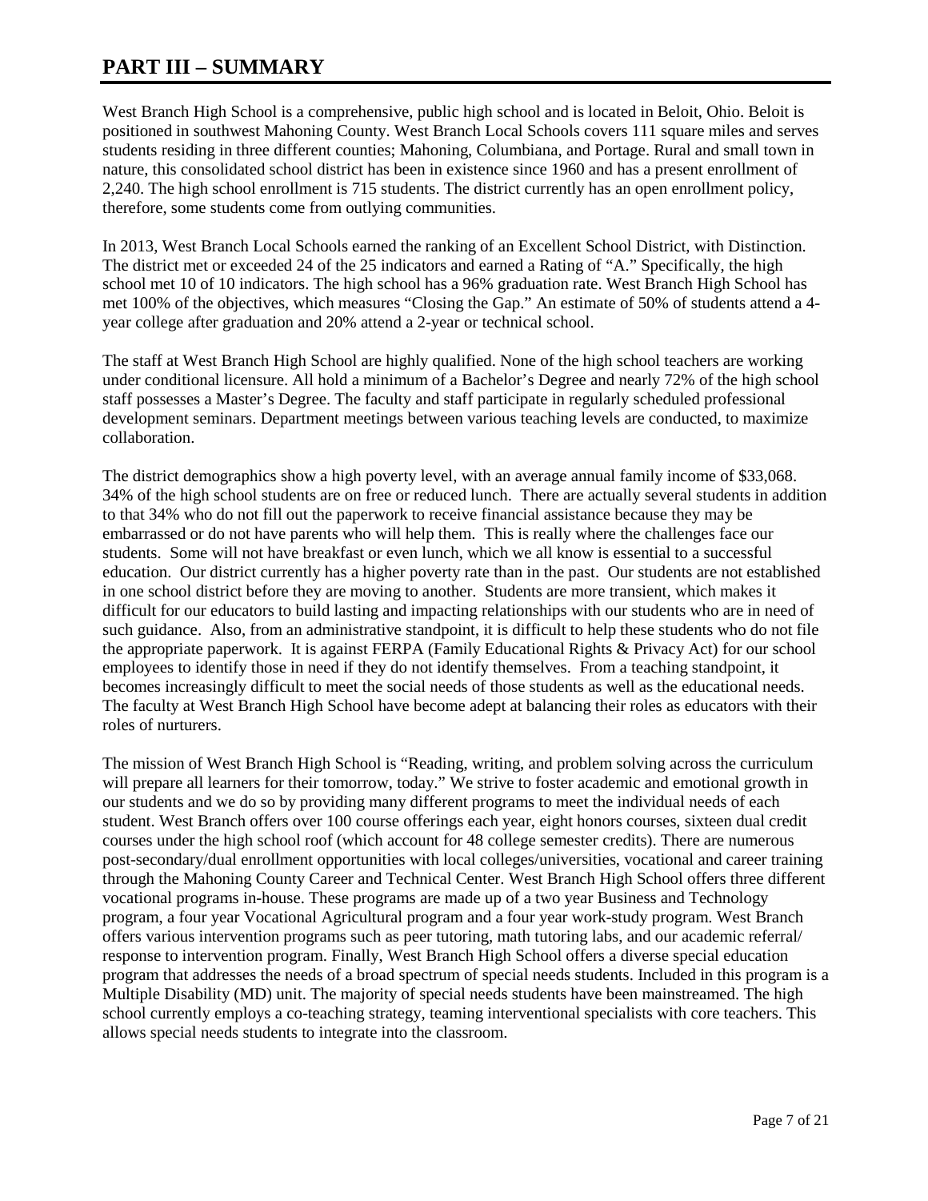# PART III – SUMMARY

West Branch High School is a comprehensive, public high school and is located in Beloit, Ohio. Beloit is positioned in southwest Mahoning County. West Branch Local Schools covers 111 square miles and serves students residing in three different counties; Mahoning, Columbiana, and Portage. Rural and small town in nature, this consolidated school district has been in existence since 1960 and has a present enrollment of 2,240. The high school enrollment is 715 students. The district currently has an open enrollment policy, therefore, some students come from outlying communities.

In 2013, West Branch Local Schools earned the ranking of an Excellent School District, with Distinction. The district met or exceeded 24 of the 25 indicators and earned a Rating of "A." Specifically, the high school met 10 of 10 indicators. The high school has a 96% graduation rate. West Branch High School has met 100% of the objectives, which measures "Closing the Gap." An estimate of 50% of students attend a 4-year college after graduation and 20% attend a 2-year or technical school.

The staff at West Branch High School are highly qualified. None of the high school teachers are working under conditional licensure. All hold a minimum of a Bachelor's Degree and nearly 72% of the high school staff possesses a Master's Degree. The faculty and staff participate in regularly scheduled professional development seminars. Department meetings between various teaching levels are conducted, to maximize collaboration.

The district demographics show a high poverty level, with an average annual family income of $33,068. 34% of the high school students are on free or reduced lunch. There are actually several students in addition to that 34% who do not fill out the paperwork to receive financial assistance because they may be embarrassed or do not have parents who will help them. This is really where the challenges face our students. Some will not have breakfast or even lunch, which we all know is essential to a successful education. Our district currently has a higher poverty rate than in the past. Our students are not established in one school district before they are moving to another. Students are more transient, which makes it difficult for our educators to build lasting and impacting relationships with our students who are in need of such guidance. Also, from an administrative standpoint, it is difficult to help these students who do not file the appropriate paperwork. It is against FERPA (Family Educational Rights & Privacy Act) for our school employees to identify those in need if they do not identify themselves. From a teaching standpoint, it becomes increasingly difficult to meet the social needs of those students as well as the educational needs. The faculty at West Branch High School have become adept at balancing their roles as educators with their roles of nurturers.

The mission of West Branch High School is "Reading, writing, and problem solving across the curriculum will prepare all learners for their tomorrow, today." We strive to foster academic and emotional growth in our students and we do so by providing many different programs to meet the individual needs of each student. West Branch offers over 100 course offerings each year, eight honors courses, sixteen dual credit courses under the high school roof (which account for 48 college semester credits). There are numerous post-secondary/dual enrollment opportunities with local colleges/universities, vocational and career training through the Mahoning County Career and Technical Center. West Branch High School offers three different vocational programs in-house. These programs are made up of a two year Business and Technology program, a four year Vocational Agricultural program and a four year work-study program. West Branch offers various intervention programs such as peer tutoring, math tutoring labs, and our academic referral/ response to intervention program. Finally, West Branch High School offers a diverse special education program that addresses the needs of a broad spectrum of special needs students. Included in this program is a Multiple Disability (MD) unit. The majority of special needs students have been mainstreamed. The high school currently employs a co-teaching strategy, teaming interventional specialists with core teachers. This allows special needs students to integrate into the classroom.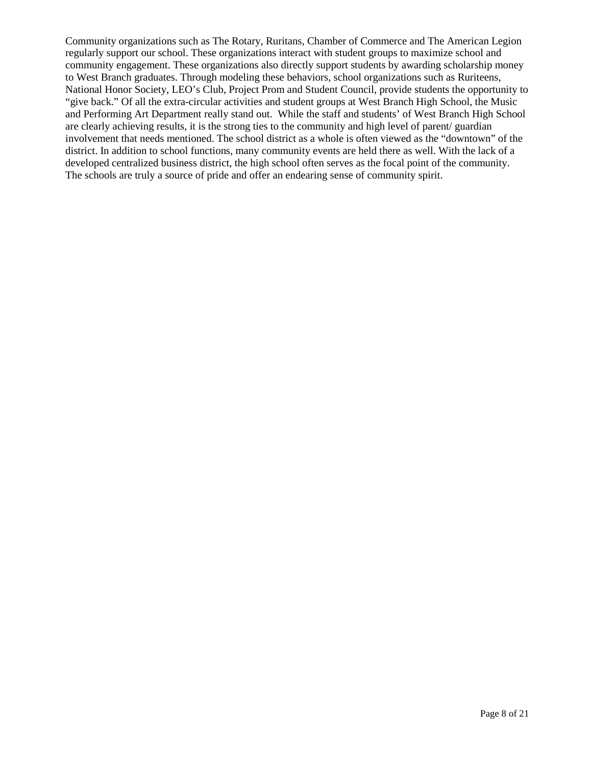Community organizations such as The Rotary, Ruritans, Chamber of Commerce and The American Legion regularly support our school. These organizations interact with student groups to maximize school and community engagement. These organizations also directly support students by awarding scholarship money to West Branch graduates. Through modeling these behaviors, school organizations such as Ruriteens, National Honor Society, LEO's Club, Project Prom and Student Council, provide students the opportunity to "give back." Of all the extra-circular activities and student groups at West Branch High School, the Music and Performing Art Department really stand out. While the staff and students' of West Branch High School are clearly achieving results, it is the strong ties to the community and high level of parent/ guardian involvement that needs mentioned. The school district as a whole is often viewed as the "downtown" of the district. In addition to school functions, many community events are held there as well. With the lack of a developed centralized business district, the high school often serves as the focal point of the community. The schools are truly a source of pride and offer an endearing sense of community spirit.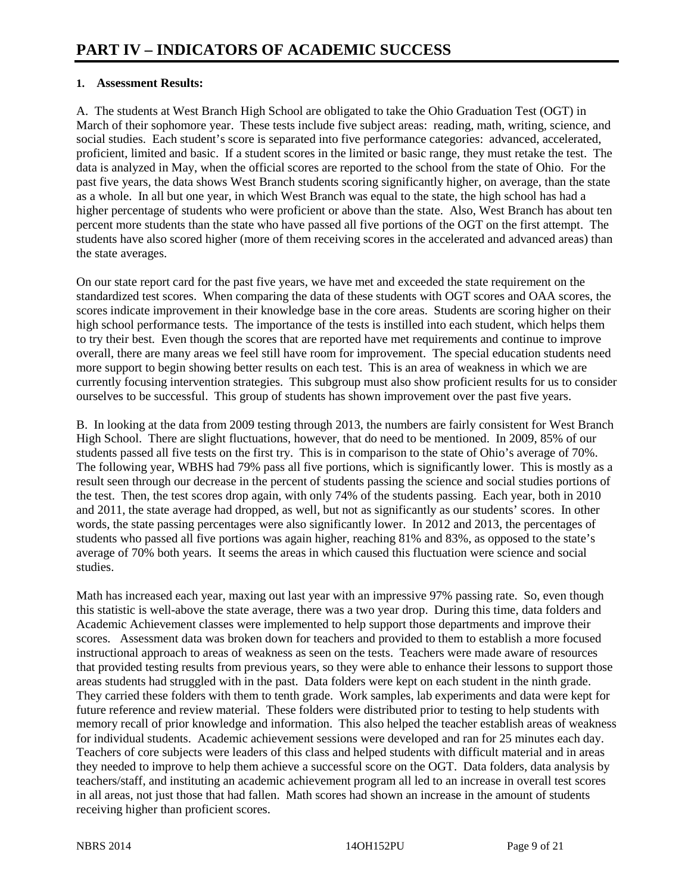# PART IV – INDICATORS OF ACADEMIC SUCCESS

**1. Assessment Results:**

A. The students at West Branch High School are obligated to take the Ohio Graduation Test (OGT) in March of their sophomore year. These tests include five subject areas: reading, math, writing, science, and social studies. Each student's score is separated into five performance categories: advanced, accelerated, proficient, limited and basic. If a student scores in the limited or basic range, they must retake the test. The data is analyzed in May, when the official scores are reported to the school from the state of Ohio. For the past five years, the data shows West Branch students scoring significantly higher, on average, than the state as a whole. In all but one year, in which West Branch was equal to the state, the high school has had a higher percentage of students who were proficient or above than the state. Also, West Branch has about ten percent more students than the state who have passed all five portions of the OGT on the first attempt. The students have also scored higher (more of them receiving scores in the accelerated and advanced areas) than the state averages.

On our state report card for the past five years, we have met and exceeded the state requirement on the standardized test scores. When comparing the data of these students with OGT scores and OAA scores, the scores indicate improvement in their knowledge base in the core areas. Students are scoring higher on their high school performance tests. The importance of the tests is instilled into each student, which helps them to try their best. Even though the scores that are reported have met requirements and continue to improve overall, there are many areas we feel still have room for improvement. The special education students need more support to begin showing better results on each test. This is an area of weakness in which we are currently focusing intervention strategies. This subgroup must also show proficient results for us to consider ourselves to be successful. This group of students has shown improvement over the past five years.

B. In looking at the data from 2009 testing through 2013, the numbers are fairly consistent for West Branch High School. There are slight fluctuations, however, that do need to be mentioned. In 2009, 85% of our students passed all five tests on the first try. This is in comparison to the state of Ohio's average of 70%. The following year, WBHS had 79% pass all five portions, which is significantly lower. This is mostly as a result seen through our decrease in the percent of students passing the science and social studies portions of the test. Then, the test scores drop again, with only 74% of the students passing. Each year, both in 2010 and 2011, the state average had dropped, as well, but not as significantly as our students' scores. In other words, the state passing percentages were also significantly lower. In 2012 and 2013, the percentages of students who passed all five portions was again higher, reaching 81% and 83%, as opposed to the state's average of 70% both years. It seems the areas in which caused this fluctuation were science and social studies.

Math has increased each year, maxing out last year with an impressive 97% passing rate. So, even though this statistic is well-above the state average, there was a two year drop. During this time, data folders and Academic Achievement classes were implemented to help support those departments and improve their scores. Assessment data was broken down for teachers and provided to them to establish a more focused instructional approach to areas of weakness as seen on the tests. Teachers were made aware of resources that provided testing results from previous years, so they were able to enhance their lessons to support those areas students had struggled with in the past. Data folders were kept on each student in the ninth grade. They carried these folders with them to tenth grade. Work samples, lab experiments and data were kept for future reference and review material. These folders were distributed prior to testing to help students with memory recall of prior knowledge and information. This also helped the teacher establish areas of weakness for individual students. Academic achievement sessions were developed and ran for 25 minutes each day. Teachers of core subjects were leaders of this class and helped students with difficult material and in areas they needed to improve to help them achieve a successful score on the OGT. Data folders, data analysis by teachers/staff, and instituting an academic achievement program all led to an increase in overall test scores in all areas, not just those that had fallen. Math scores had shown an increase in the amount of students receiving higher than proficient scores.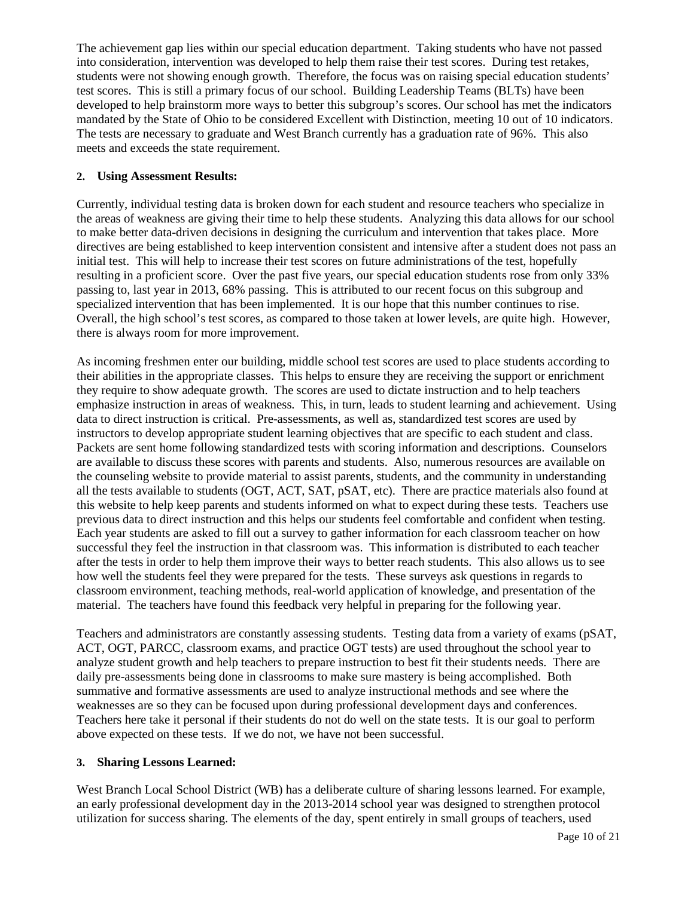The achievement gap lies within our special education department. Taking students who have not passed into consideration, intervention was developed to help them raise their test scores. During test retakes, students were not showing enough growth. Therefore, the focus was on raising special education students' test scores. This is still a primary focus of our school. Building Leadership Teams (BLTs) have been developed to help brainstorm more ways to better this subgroup's scores. Our school has met the indicators mandated by the State of Ohio to be considered Excellent with Distinction, meeting 10 out of 10 indicators. The tests are necessary to graduate and West Branch currently has a graduation rate of 96%. This also meets and exceeds the state requirement.

**2. Using Assessment Results:**

Currently, individual testing data is broken down for each student and resource teachers who specialize in the areas of weakness are giving their time to help these students. Analyzing this data allows for our school to make better data-driven decisions in designing the curriculum and intervention that takes place. More directives are being established to keep intervention consistent and intensive after a student does not pass an initial test. This will help to increase their test scores on future administrations of the test, hopefully resulting in a proficient score. Over the past five years, our special education students rose from only 33% passing to, last year in 2013, 68% passing. This is attributed to our recent focus on this subgroup and specialized intervention that has been implemented. It is our hope that this number continues to rise. Overall, the high school's test scores, as compared to those taken at lower levels, are quite high. However, there is always room for more improvement.

As incoming freshmen enter our building, middle school test scores are used to place students according to their abilities in the appropriate classes. This helps to ensure they are receiving the support or enrichment they require to show adequate growth. The scores are used to dictate instruction and to help teachers emphasize instruction in areas of weakness. This, in turn, leads to student learning and achievement. Using data to direct instruction is critical. Pre-assessments, as well as, standardized test scores are used by instructors to develop appropriate student learning objectives that are specific to each student and class. Packets are sent home following standardized tests with scoring information and descriptions. Counselors are available to discuss these scores with parents and students. Also, numerous resources are available on the counseling website to provide material to assist parents, students, and the community in understanding all the tests available to students (OGT, ACT, SAT, pSAT, etc). There are practice materials also found at this website to help keep parents and students informed on what to expect during these tests. Teachers use previous data to direct instruction and this helps our students feel comfortable and confident when testing. Each year students are asked to fill out a survey to gather information for each classroom teacher on how successful they feel the instruction in that classroom was. This information is distributed to each teacher after the tests in order to help them improve their ways to better reach students. This also allows us to see how well the students feel they were prepared for the tests. These surveys ask questions in regards to classroom environment, teaching methods, real-world application of knowledge, and presentation of the material. The teachers have found this feedback very helpful in preparing for the following year.

Teachers and administrators are constantly assessing students. Testing data from a variety of exams (pSAT, ACT, OGT, PARCC, classroom exams, and practice OGT tests) are used throughout the school year to analyze student growth and help teachers to prepare instruction to best fit their students needs. There are daily pre-assessments being done in classrooms to make sure mastery is being accomplished. Both summative and formative assessments are used to analyze instructional methods and see where the weaknesses are so they can be focused upon during professional development days and conferences. Teachers here take it personal if their students do not do well on the state tests. It is our goal to perform above expected on these tests. If we do not, we have not been successful.

**3. Sharing Lessons Learned:**

West Branch Local School District (WB) has a deliberate culture of sharing lessons learned. For example, an early professional development day in the 2013-2014 school year was designed to strengthen protocol utilization for success sharing. The elements of the day, spent entirely in small groups of teachers, used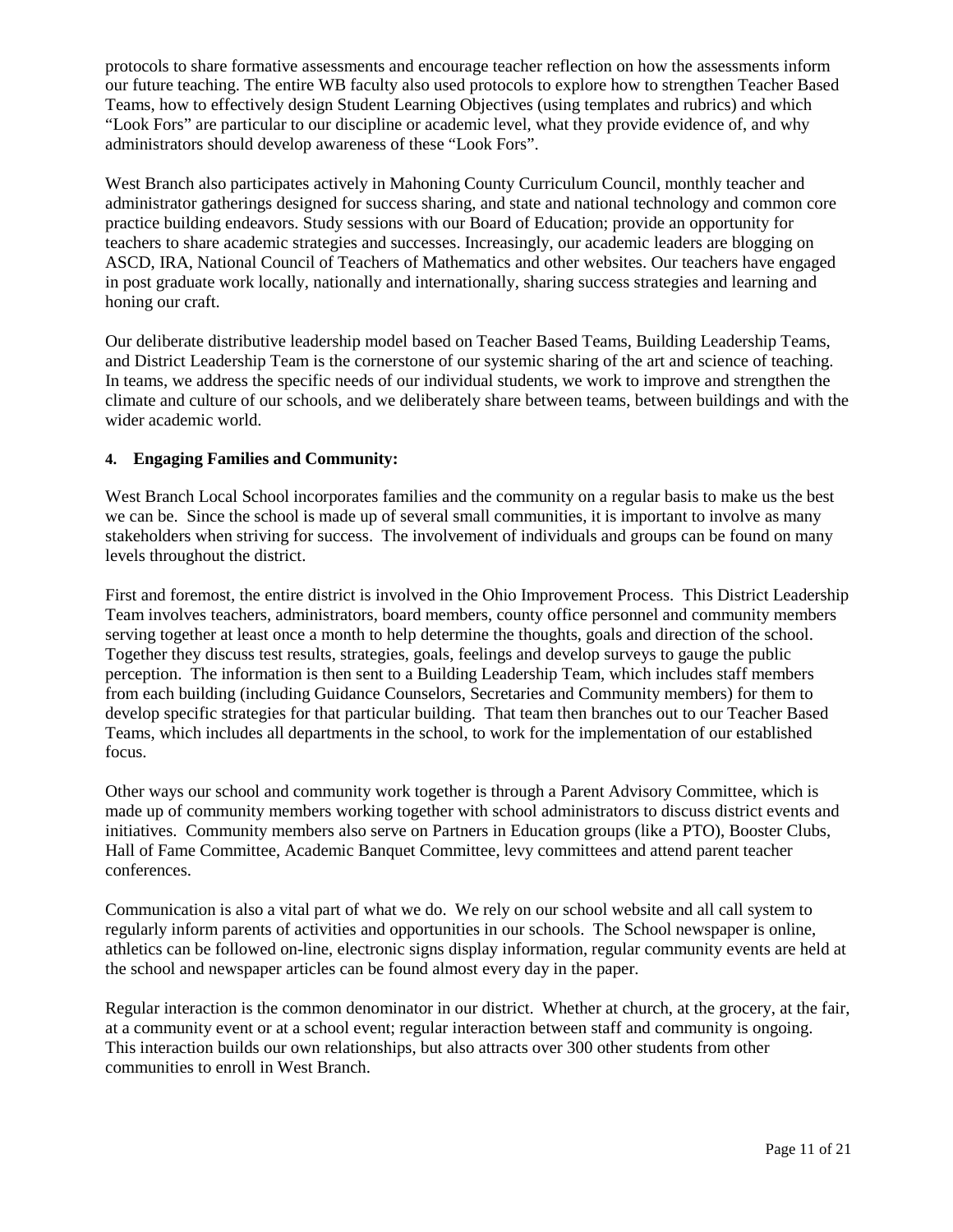protocols to share formative assessments and encourage teacher reflection on how the assessments inform our future teaching. The entire WB faculty also used protocols to explore how to strengthen Teacher Based Teams, how to effectively design Student Learning Objectives (using templates and rubrics) and which "Look Fors" are particular to our discipline or academic level, what they provide evidence of, and why administrators should develop awareness of these "Look Fors".

West Branch also participates actively in Mahoning County Curriculum Council, monthly teacher and administrator gatherings designed for success sharing, and state and national technology and common core practice building endeavors. Study sessions with our Board of Education; provide an opportunity for teachers to share academic strategies and successes. Increasingly, our academic leaders are blogging on ASCD, IRA, National Council of Teachers of Mathematics and other websites. Our teachers have engaged in post graduate work locally, nationally and internationally, sharing success strategies and learning and honing our craft.

Our deliberate distributive leadership model based on Teacher Based Teams, Building Leadership Teams, and District Leadership Team is the cornerstone of our systemic sharing of the art and science of teaching. In teams, we address the specific needs of our individual students, we work to improve and strengthen the climate and culture of our schools, and we deliberately share between teams, between buildings and with the wider academic world.

**4. Engaging Families and Community:**

West Branch Local School incorporates families and the community on a regular basis to make us the best we can be. Since the school is made up of several small communities, it is important to involve as many stakeholders when striving for success. The involvement of individuals and groups can be found on many levels throughout the district.

First and foremost, the entire district is involved in the Ohio Improvement Process. This District Leadership Team involves teachers, administrators, board members, county office personnel and community members serving together at least once a month to help determine the thoughts, goals and direction of the school. Together they discuss test results, strategies, goals, feelings and develop surveys to gauge the public perception. The information is then sent to a Building Leadership Team, which includes staff members from each building (including Guidance Counselors, Secretaries and Community members) for them to develop specific strategies for that particular building. That team then branches out to our Teacher Based Teams, which includes all departments in the school, to work for the implementation of our established focus.

Other ways our school and community work together is through a Parent Advisory Committee, which is made up of community members working together with school administrators to discuss district events and initiatives. Community members also serve on Partners in Education groups (like a PTO), Booster Clubs, Hall of Fame Committee, Academic Banquet Committee, levy committees and attend parent teacher conferences.

Communication is also a vital part of what we do. We rely on our school website and all call system to regularly inform parents of activities and opportunities in our schools. The School newspaper is online, athletics can be followed on-line, electronic signs display information, regular community events are held at the school and newspaper articles can be found almost every day in the paper.

Regular interaction is the common denominator in our district. Whether at church, at the grocery, at the fair, at a community event or at a school event; regular interaction between staff and community is ongoing. This interaction builds our own relationships, but also attracts over 300 other students from other communities to enroll in West Branch.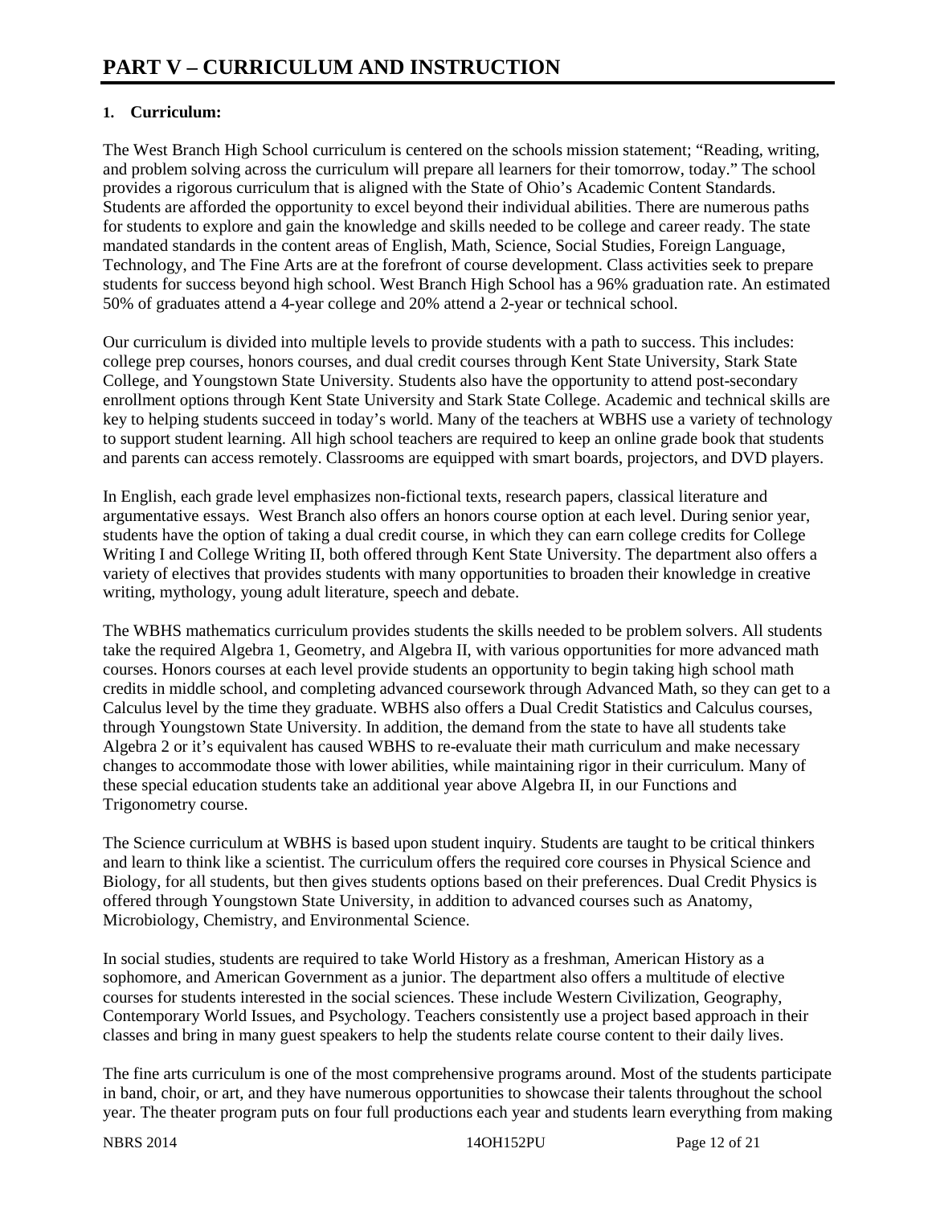# PART V – CURRICULUM AND INSTRUCTION

**1. Curriculum:**

The West Branch High School curriculum is centered on the schools mission statement; "Reading, writing, and problem solving across the curriculum will prepare all learners for their tomorrow, today." The school provides a rigorous curriculum that is aligned with the State of Ohio's Academic Content Standards. Students are afforded the opportunity to excel beyond their individual abilities. There are numerous paths for students to explore and gain the knowledge and skills needed to be college and career ready. The state mandated standards in the content areas of English, Math, Science, Social Studies, Foreign Language, Technology, and The Fine Arts are at the forefront of course development. Class activities seek to prepare students for success beyond high school. West Branch High School has a 96% graduation rate. An estimated 50% of graduates attend a 4-year college and 20% attend a 2-year or technical school.

Our curriculum is divided into multiple levels to provide students with a path to success. This includes: college prep courses, honors courses, and dual credit courses through Kent State University, Stark State College, and Youngstown State University. Students also have the opportunity to attend post-secondary enrollment options through Kent State University and Stark State College. Academic and technical skills are key to helping students succeed in today's world. Many of the teachers at WBHS use a variety of technology to support student learning. All high school teachers are required to keep an online grade book that students and parents can access remotely. Classrooms are equipped with smart boards, projectors, and DVD players.

In English, each grade level emphasizes non-fictional texts, research papers, classical literature and argumentative essays. West Branch also offers an honors course option at each level. During senior year, students have the option of taking a dual credit course, in which they can earn college credits for College Writing I and College Writing II, both offered through Kent State University. The department also offers a variety of electives that provides students with many opportunities to broaden their knowledge in creative writing, mythology, young adult literature, speech and debate.

The WBHS mathematics curriculum provides students the skills needed to be problem solvers. All students take the required Algebra 1, Geometry, and Algebra II, with various opportunities for more advanced math courses. Honors courses at each level provide students an opportunity to begin taking high school math credits in middle school, and completing advanced coursework through Advanced Math, so they can get to a Calculus level by the time they graduate. WBHS also offers a Dual Credit Statistics and Calculus courses, through Youngstown State University. In addition, the demand from the state to have all students take Algebra 2 or it's equivalent has caused WBHS to re-evaluate their math curriculum and make necessary changes to accommodate those with lower abilities, while maintaining rigor in their curriculum. Many of these special education students take an additional year above Algebra II, in our Functions and Trigonometry course.

The Science curriculum at WBHS is based upon student inquiry. Students are taught to be critical thinkers and learn to think like a scientist. The curriculum offers the required core courses in Physical Science and Biology, for all students, but then gives students options based on their preferences. Dual Credit Physics is offered through Youngstown State University, in addition to advanced courses such as Anatomy, Microbiology, Chemistry, and Environmental Science.

In social studies, students are required to take World History as a freshman, American History as a sophomore, and American Government as a junior. The department also offers a multitude of elective courses for students interested in the social sciences. These include Western Civilization, Geography, Contemporary World Issues, and Psychology. Teachers consistently use a project based approach in their classes and bring in many guest speakers to help the students relate course content to their daily lives.

The fine arts curriculum is one of the most comprehensive programs around. Most of the students participate in band, choir, or art, and they have numerous opportunities to showcase their talents throughout the school year. The theater program puts on four full productions each year and students learn everything from making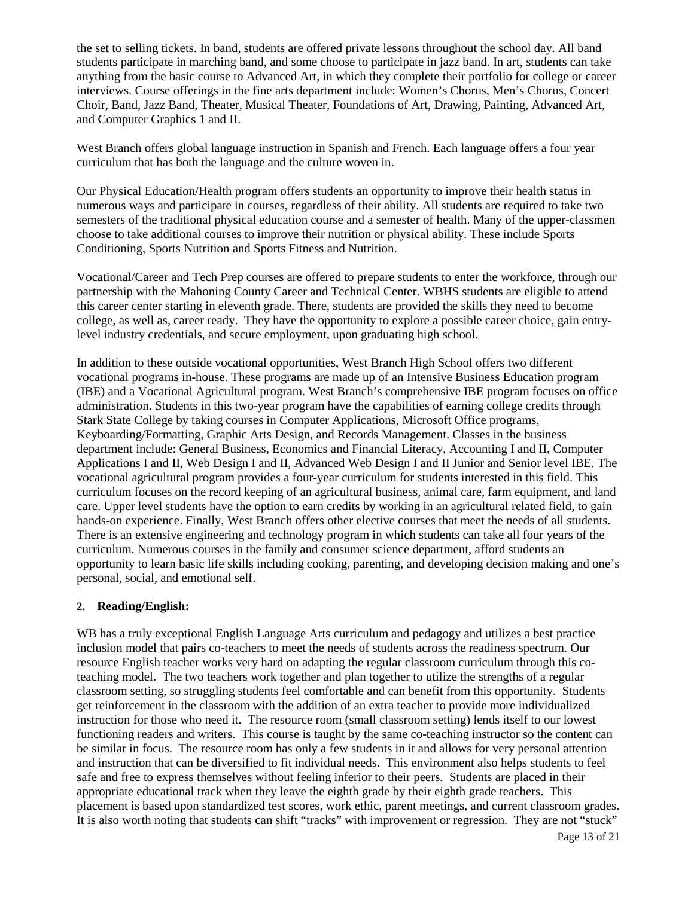the set to selling tickets. In band, students are offered private lessons throughout the school day. All band students participate in marching band, and some choose to participate in jazz band. In art, students can take anything from the basic course to Advanced Art, in which they complete their portfolio for college or career interviews. Course offerings in the fine arts department include: Women's Chorus, Men's Chorus, Concert Choir, Band, Jazz Band, Theater, Musical Theater, Foundations of Art, Drawing, Painting, Advanced Art, and Computer Graphics 1 and II.

West Branch offers global language instruction in Spanish and French. Each language offers a four year curriculum that has both the language and the culture woven in.

Our Physical Education/Health program offers students an opportunity to improve their health status in numerous ways and participate in courses, regardless of their ability. All students are required to take two semesters of the traditional physical education course and a semester of health. Many of the upper-classmen choose to take additional courses to improve their nutrition or physical ability. These include Sports Conditioning, Sports Nutrition and Sports Fitness and Nutrition.

Vocational/Career and Tech Prep courses are offered to prepare students to enter the workforce, through our partnership with the Mahoning County Career and Technical Center. WBHS students are eligible to attend this career center starting in eleventh grade. There, students are provided the skills they need to become college, as well as, career ready. They have the opportunity to explore a possible career choice, gain entry-level industry credentials, and secure employment, upon graduating high school.

In addition to these outside vocational opportunities, West Branch High School offers two different vocational programs in-house. These programs are made up of an Intensive Business Education program (IBE) and a Vocational Agricultural program. West Branch's comprehensive IBE program focuses on office administration. Students in this two-year program have the capabilities of earning college credits through Stark State College by taking courses in Computer Applications, Microsoft Office programs, Keyboarding/Formatting, Graphic Arts Design, and Records Management. Classes in the business department include: General Business, Economics and Financial Literacy, Accounting I and II, Computer Applications I and II, Web Design I and II, Advanced Web Design I and II Junior and Senior level IBE. The vocational agricultural program provides a four-year curriculum for students interested in this field. This curriculum focuses on the record keeping of an agricultural business, animal care, farm equipment, and land care. Upper level students have the option to earn credits by working in an agricultural related field, to gain hands-on experience. Finally, West Branch offers other elective courses that meet the needs of all students. There is an extensive engineering and technology program in which students can take all four years of the curriculum. Numerous courses in the family and consumer science department, afford students an opportunity to learn basic life skills including cooking, parenting, and developing decision making and one's personal, social, and emotional self.

**2. Reading/English:**

WB has a truly exceptional English Language Arts curriculum and pedagogy and utilizes a best practice inclusion model that pairs co-teachers to meet the needs of students across the readiness spectrum. Our resource English teacher works very hard on adapting the regular classroom curriculum through this co-teaching model. The two teachers work together and plan together to utilize the strengths of a regular classroom setting, so struggling students feel comfortable and can benefit from this opportunity. Students get reinforcement in the classroom with the addition of an extra teacher to provide more individualized instruction for those who need it. The resource room (small classroom setting) lends itself to our lowest functioning readers and writers. This course is taught by the same co-teaching instructor so the content can be similar in focus. The resource room has only a few students in it and allows for very personal attention and instruction that can be diversified to fit individual needs. This environment also helps students to feel safe and free to express themselves without feeling inferior to their peers. Students are placed in their appropriate educational track when they leave the eighth grade by their eighth grade teachers. This placement is based upon standardized test scores, work ethic, parent meetings, and current classroom grades. It is also worth noting that students can shift "tracks" with improvement or regression. They are not "stuck"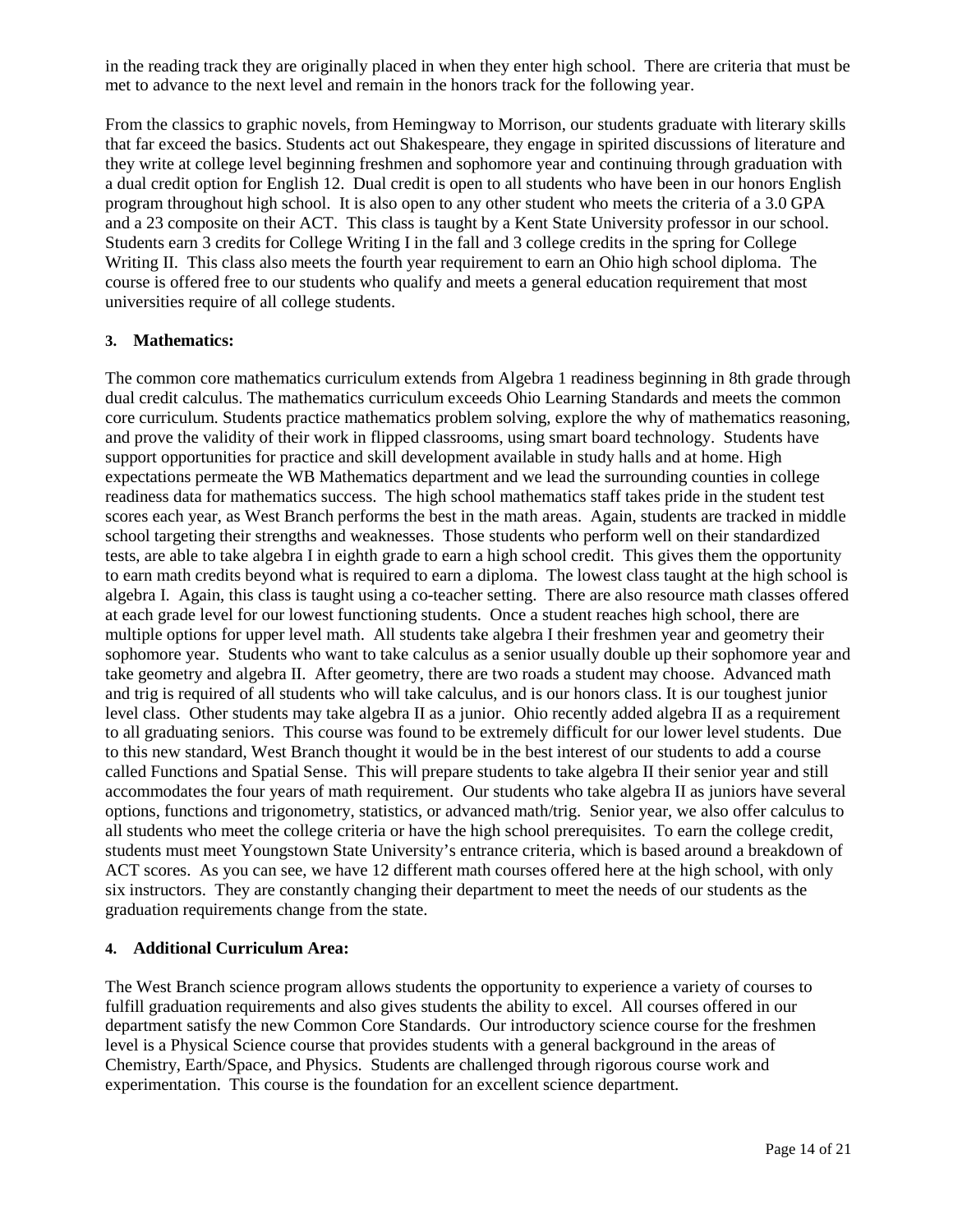in the reading track they are originally placed in when they enter high school. There are criteria that must be met to advance to the next level and remain in the honors track for the following year.

From the classics to graphic novels, from Hemingway to Morrison, our students graduate with literary skills that far exceed the basics. Students act out Shakespeare, they engage in spirited discussions of literature and they write at college level beginning freshmen and sophomore year and continuing through graduation with a dual credit option for English 12. Dual credit is open to all students who have been in our honors English program throughout high school. It is also open to any other student who meets the criteria of a 3.0 GPA and a 23 composite on their ACT. This class is taught by a Kent State University professor in our school. Students earn 3 credits for College Writing I in the fall and 3 college credits in the spring for College Writing II. This class also meets the fourth year requirement to earn an Ohio high school diploma. The course is offered free to our students who qualify and meets a general education requirement that most universities require of all college students.

**3. Mathematics:**

The common core mathematics curriculum extends from Algebra 1 readiness beginning in 8th grade through dual credit calculus. The mathematics curriculum exceeds Ohio Learning Standards and meets the common core curriculum. Students practice mathematics problem solving, explore the why of mathematics reasoning, and prove the validity of their work in flipped classrooms, using smart board technology. Students have support opportunities for practice and skill development available in study halls and at home. High expectations permeate the WB Mathematics department and we lead the surrounding counties in college readiness data for mathematics success. The high school mathematics staff takes pride in the student test scores each year, as West Branch performs the best in the math areas. Again, students are tracked in middle school targeting their strengths and weaknesses. Those students who perform well on their standardized tests, are able to take algebra I in eighth grade to earn a high school credit. This gives them the opportunity to earn math credits beyond what is required to earn a diploma. The lowest class taught at the high school is algebra I. Again, this class is taught using a co-teacher setting. There are also resource math classes offered at each grade level for our lowest functioning students. Once a student reaches high school, there are multiple options for upper level math. All students take algebra I their freshmen year and geometry their sophomore year. Students who want to take calculus as a senior usually double up their sophomore year and take geometry and algebra II. After geometry, there are two roads a student may choose. Advanced math and trig is required of all students who will take calculus, and is our honors class. It is our toughest junior level class. Other students may take algebra II as a junior. Ohio recently added algebra II as a requirement to all graduating seniors. This course was found to be extremely difficult for our lower level students. Due to this new standard, West Branch thought it would be in the best interest of our students to add a course called Functions and Spatial Sense. This will prepare students to take algebra II their senior year and still accommodates the four years of math requirement. Our students who take algebra II as juniors have several options, functions and trigonometry, statistics, or advanced math/trig. Senior year, we also offer calculus to all students who meet the college criteria or have the high school prerequisites. To earn the college credit, students must meet Youngstown State University's entrance criteria, which is based around a breakdown of ACT scores. As you can see, we have 12 different math courses offered here at the high school, with only six instructors. They are constantly changing their department to meet the needs of our students as the graduation requirements change from the state.

**4. Additional Curriculum Area:**

The West Branch science program allows students the opportunity to experience a variety of courses to fulfill graduation requirements and also gives students the ability to excel. All courses offered in our department satisfy the new Common Core Standards. Our introductory science course for the freshmen level is a Physical Science course that provides students with a general background in the areas of Chemistry, Earth/Space, and Physics. Students are challenged through rigorous course work and experimentation. This course is the foundation for an excellent science department.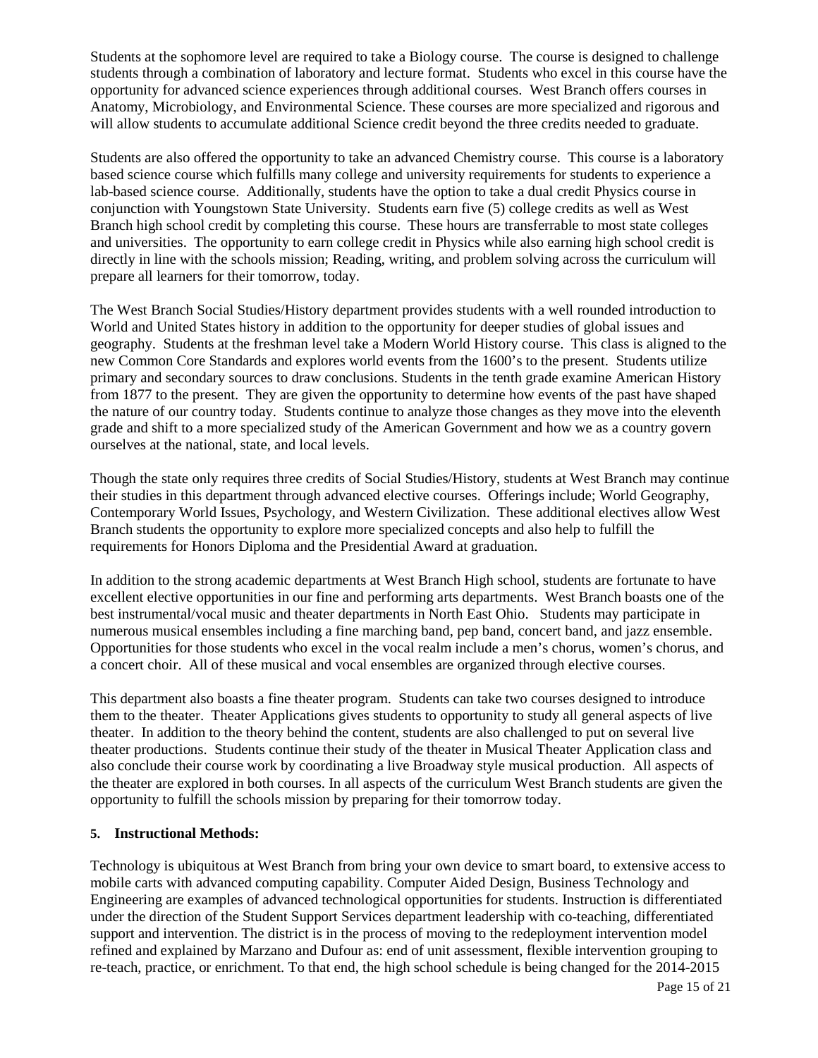Students at the sophomore level are required to take a Biology course. The course is designed to challenge students through a combination of laboratory and lecture format. Students who excel in this course have the opportunity for advanced science experiences through additional courses. West Branch offers courses in Anatomy, Microbiology, and Environmental Science. These courses are more specialized and rigorous and will allow students to accumulate additional Science credit beyond the three credits needed to graduate.

Students are also offered the opportunity to take an advanced Chemistry course. This course is a laboratory based science course which fulfills many college and university requirements for students to experience a lab-based science course. Additionally, students have the option to take a dual credit Physics course in conjunction with Youngstown State University. Students earn five (5) college credits as well as West Branch high school credit by completing this course. These hours are transferrable to most state colleges and universities. The opportunity to earn college credit in Physics while also earning high school credit is directly in line with the schools mission; Reading, writing, and problem solving across the curriculum will prepare all learners for their tomorrow, today.

The West Branch Social Studies/History department provides students with a well rounded introduction to World and United States history in addition to the opportunity for deeper studies of global issues and geography. Students at the freshman level take a Modern World History course. This class is aligned to the new Common Core Standards and explores world events from the 1600's to the present. Students utilize primary and secondary sources to draw conclusions. Students in the tenth grade examine American History from 1877 to the present. They are given the opportunity to determine how events of the past have shaped the nature of our country today. Students continue to analyze those changes as they move into the eleventh grade and shift to a more specialized study of the American Government and how we as a country govern ourselves at the national, state, and local levels.

Though the state only requires three credits of Social Studies/History, students at West Branch may continue their studies in this department through advanced elective courses. Offerings include; World Geography, Contemporary World Issues, Psychology, and Western Civilization. These additional electives allow West Branch students the opportunity to explore more specialized concepts and also help to fulfill the requirements for Honors Diploma and the Presidential Award at graduation.

In addition to the strong academic departments at West Branch High school, students are fortunate to have excellent elective opportunities in our fine and performing arts departments. West Branch boasts one of the best instrumental/vocal music and theater departments in North East Ohio. Students may participate in numerous musical ensembles including a fine marching band, pep band, concert band, and jazz ensemble. Opportunities for those students who excel in the vocal realm include a men's chorus, women's chorus, and a concert choir. All of these musical and vocal ensembles are organized through elective courses.

This department also boasts a fine theater program. Students can take two courses designed to introduce them to the theater. Theater Applications gives students to opportunity to study all general aspects of live theater. In addition to the theory behind the content, students are also challenged to put on several live theater productions. Students continue their study of the theater in Musical Theater Application class and also conclude their course work by coordinating a live Broadway style musical production. All aspects of the theater are explored in both courses. In all aspects of the curriculum West Branch students are given the opportunity to fulfill the schools mission by preparing for their tomorrow today.

**5. Instructional Methods:**

Technology is ubiquitous at West Branch from bring your own device to smart board, to extensive access to mobile carts with advanced computing capability. Computer Aided Design, Business Technology and Engineering are examples of advanced technological opportunities for students. Instruction is differentiated under the direction of the Student Support Services department leadership with co-teaching, differentiated support and intervention. The district is in the process of moving to the redeployment intervention model refined and explained by Marzano and Dufour as: end of unit assessment, flexible intervention grouping to re-teach, practice, or enrichment. To that end, the high school schedule is being changed for the 2014-2015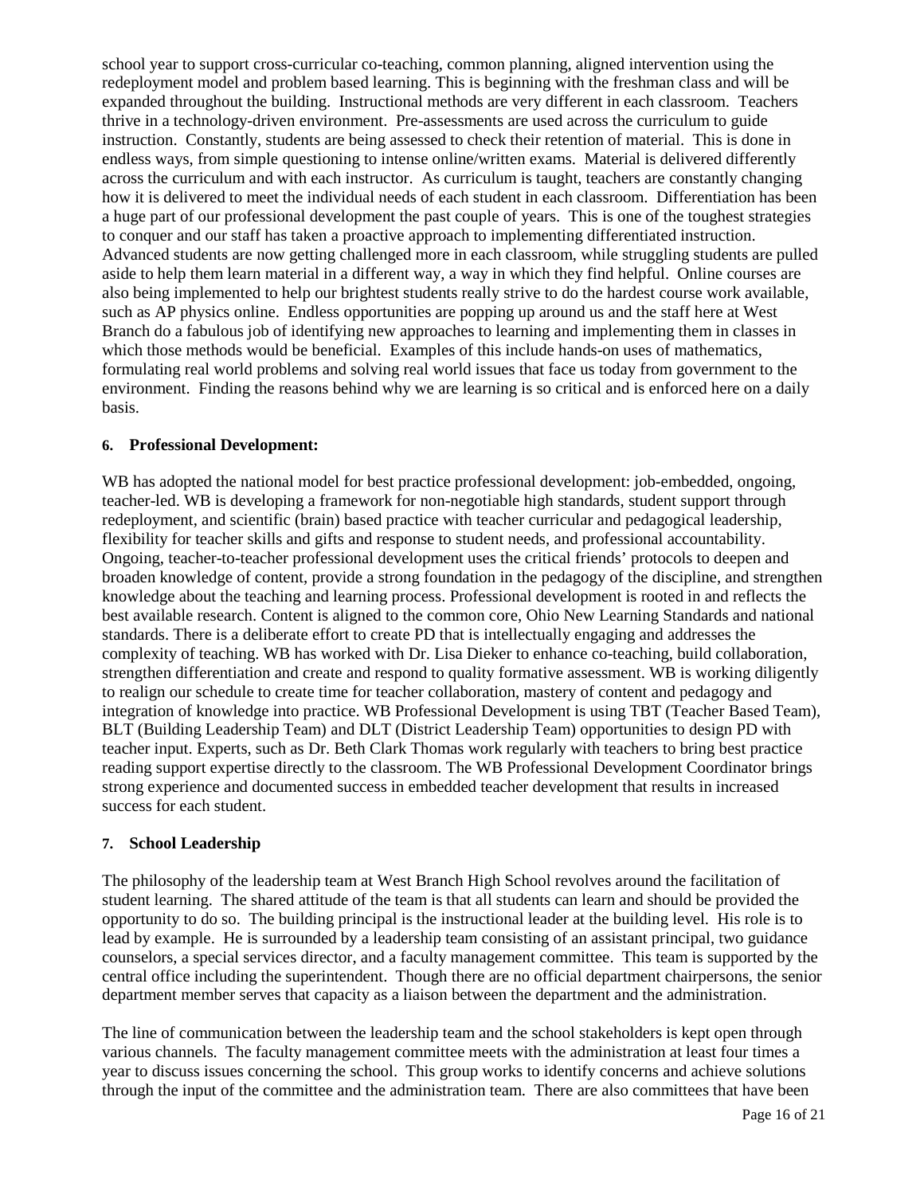school year to support cross-curricular co-teaching, common planning, aligned intervention using the redeployment model and problem based learning. This is beginning with the freshman class and will be expanded throughout the building. Instructional methods are very different in each classroom. Teachers thrive in a technology-driven environment. Pre-assessments are used across the curriculum to guide instruction. Constantly, students are being assessed to check their retention of material. This is done in endless ways, from simple questioning to intense online/written exams. Material is delivered differently across the curriculum and with each instructor. As curriculum is taught, teachers are constantly changing how it is delivered to meet the individual needs of each student in each classroom. Differentiation has been a huge part of our professional development the past couple of years. This is one of the toughest strategies to conquer and our staff has taken a proactive approach to implementing differentiated instruction. Advanced students are now getting challenged more in each classroom, while struggling students are pulled aside to help them learn material in a different way, a way in which they find helpful. Online courses are also being implemented to help our brightest students really strive to do the hardest course work available, such as AP physics online. Endless opportunities are popping up around us and the staff here at West Branch do a fabulous job of identifying new approaches to learning and implementing them in classes in which those methods would be beneficial. Examples of this include hands-on uses of mathematics, formulating real world problems and solving real world issues that face us today from government to the environment. Finding the reasons behind why we are learning is so critical and is enforced here on a daily basis.

#### 6. Professional Development:

WB has adopted the national model for best practice professional development: job-embedded, ongoing, teacher-led. WB is developing a framework for non-negotiable high standards, student support through redeployment, and scientific (brain) based practice with teacher curricular and pedagogical leadership, flexibility for teacher skills and gifts and response to student needs, and professional accountability. Ongoing, teacher-to-teacher professional development uses the critical friends' protocols to deepen and broaden knowledge of content, provide a strong foundation in the pedagogy of the discipline, and strengthen knowledge about the teaching and learning process. Professional development is rooted in and reflects the best available research. Content is aligned to the common core, Ohio New Learning Standards and national standards. There is a deliberate effort to create PD that is intellectually engaging and addresses the complexity of teaching. WB has worked with Dr. Lisa Dieker to enhance co-teaching, build collaboration, strengthen differentiation and create and respond to quality formative assessment. WB is working diligently to realign our schedule to create time for teacher collaboration, mastery of content and pedagogy and integration of knowledge into practice. WB Professional Development is using TBT (Teacher Based Team), BLT (Building Leadership Team) and DLT (District Leadership Team) opportunities to design PD with teacher input. Experts, such as Dr. Beth Clark Thomas work regularly with teachers to bring best practice reading support expertise directly to the classroom. The WB Professional Development Coordinator brings strong experience and documented success in embedded teacher development that results in increased success for each student.

#### 7. School Leadership

The philosophy of the leadership team at West Branch High School revolves around the facilitation of student learning. The shared attitude of the team is that all students can learn and should be provided the opportunity to do so. The building principal is the instructional leader at the building level. His role is to lead by example. He is surrounded by a leadership team consisting of an assistant principal, two guidance counselors, a special services director, and a faculty management committee. This team is supported by the central office including the superintendent. Though there are no official department chairpersons, the senior department member serves that capacity as a liaison between the department and the administration.

The line of communication between the leadership team and the school stakeholders is kept open through various channels. The faculty management committee meets with the administration at least four times a year to discuss issues concerning the school. This group works to identify concerns and achieve solutions through the input of the committee and the administration team. There are also committees that have been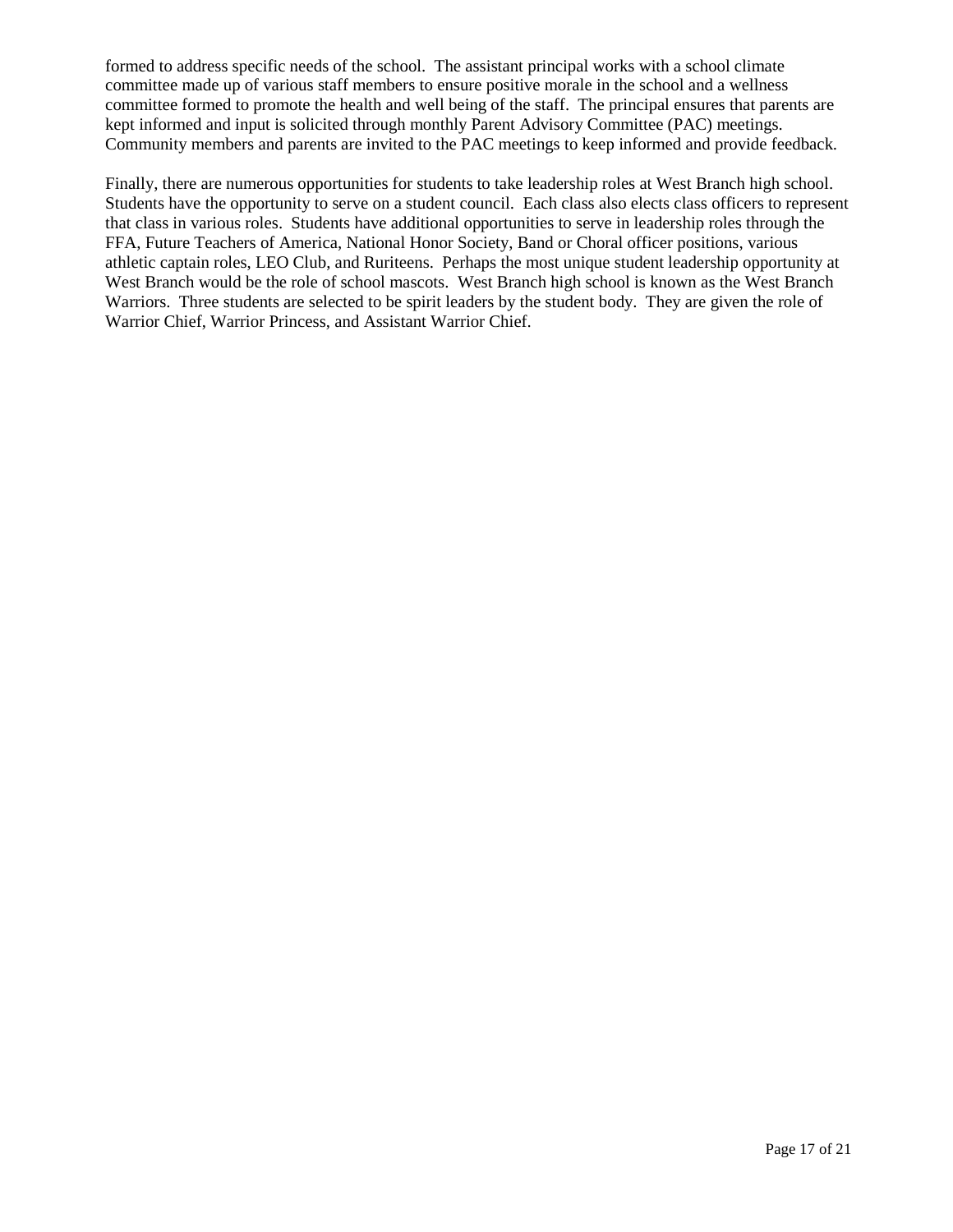formed to address specific needs of the school. The assistant principal works with a school climate committee made up of various staff members to ensure positive morale in the school and a wellness committee formed to promote the health and well being of the staff. The principal ensures that parents are kept informed and input is solicited through monthly Parent Advisory Committee (PAC) meetings. Community members and parents are invited to the PAC meetings to keep informed and provide feedback.

Finally, there are numerous opportunities for students to take leadership roles at West Branch high school. Students have the opportunity to serve on a student council. Each class also elects class officers to represent that class in various roles. Students have additional opportunities to serve in leadership roles through the FFA, Future Teachers of America, National Honor Society, Band or Choral officer positions, various athletic captain roles, LEO Club, and Ruriteens. Perhaps the most unique student leadership opportunity at West Branch would be the role of school mascots. West Branch high school is known as the West Branch Warriors. Three students are selected to be spirit leaders by the student body. They are given the role of Warrior Chief, Warrior Princess, and Assistant Warrior Chief.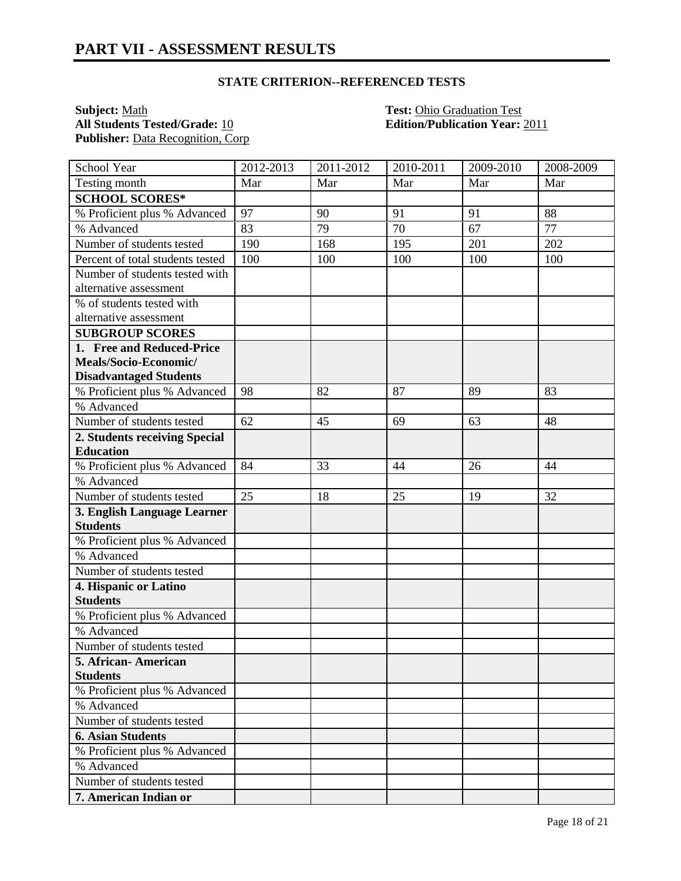# PART VII - ASSESSMENT RESULTS

### STATE CRITERION--REFERENCED TESTS

**Subject:** Math
**All Students Tested/Grade:** 10
**Publisher:** Data Recognition, Corp

**Test:** Ohio Graduation Test
**Edition/Publication Year:** 2011

| School Year | 2012-2013 | 2011-2012 | 2010-2011 | 2009-2010 | 2008-2009 |
|---|---|---|---|---|---|
| Testing month | Mar | Mar | Mar | Mar | Mar |
| **SCHOOL SCORES*** | | | | | |
| % Proficient plus % Advanced | 97 | 90 | 91 | 91 | 88 |
| % Advanced | 83 | 79 | 70 | 67 | 77 |
| Number of students tested | 190 | 168 | 195 | 201 | 202 |
| Percent of total students tested | 100 | 100 | 100 | 100 | 100 |
| Number of students tested with alternative assessment | | | | | |
| % of students tested with alternative assessment | | | | | |
| **SUBGROUP SCORES** | | | | | |
| **1. Free and Reduced-Price Meals/Socio-Economic/ Disadvantaged Students** | | | | | |
| % Proficient plus % Advanced | 98 | 82 | 87 | 89 | 83 |
| % Advanced | | | | | |
| Number of students tested | 62 | 45 | 69 | 63 | 48 |
| **2. Students receiving Special Education** | | | | | |
| % Proficient plus % Advanced | 84 | 33 | 44 | 26 | 44 |
| % Advanced | | | | | |
| Number of students tested | 25 | 18 | 25 | 19 | 32 |
| **3. English Language Learner Students** | | | | | |
| % Proficient plus % Advanced | | | | | |
| % Advanced | | | | | |
| Number of students tested | | | | | |
| **4. Hispanic or Latino Students** | | | | | |
| % Proficient plus % Advanced | | | | | |
| % Advanced | | | | | |
| Number of students tested | | | | | |
| **5. African- American Students** | | | | | |
| % Proficient plus % Advanced | | | | | |
| % Advanced | | | | | |
| Number of students tested | | | | | |
| **6. Asian Students** | | | | | |
| % Proficient plus % Advanced | | | | | |
| % Advanced | | | | | |
| Number of students tested | | | | | |
| **7. American Indian or** | | | | | |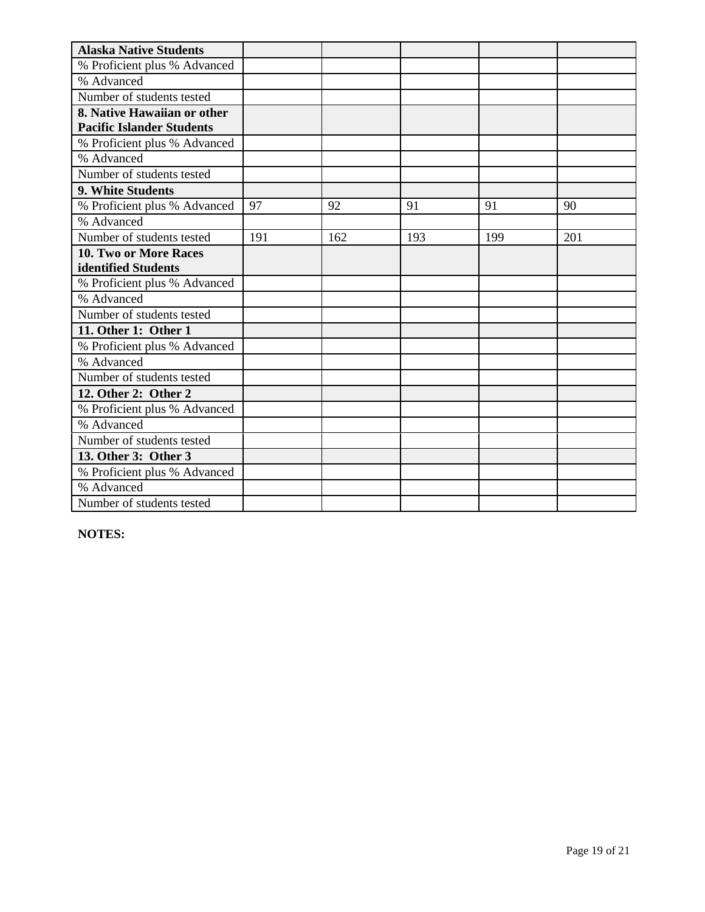| Alaska Native Students | | | | | |
|---|---|---|---|---|---|
| % Proficient plus % Advanced | | | | | |
| % Advanced | | | | | |
| Number of students tested | | | | | |
| **8. Native Hawaiian or other Pacific Islander Students** | | | | | |
| % Proficient plus % Advanced | | | | | |
| % Advanced | | | | | |
| Number of students tested | | | | | |
| **9. White Students** | | | | | |
| % Proficient plus % Advanced | 97 | 92 | 91 | 91 | 90 |
| % Advanced | | | | | |
| Number of students tested | 191 | 162 | 193 | 199 | 201 |
| **10. Two or More Races identified Students** | | | | | |
| % Proficient plus % Advanced | | | | | |
| % Advanced | | | | | |
| Number of students tested | | | | | |
| **11. Other 1: Other 1** | | | | | |
| % Proficient plus % Advanced | | | | | |
| % Advanced | | | | | |
| Number of students tested | | | | | |
| **12. Other 2: Other 2** | | | | | |
| % Proficient plus % Advanced | | | | | |
| % Advanced | | | | | |
| Number of students tested | | | | | |
| **13. Other 3: Other 3** | | | | | |
| % Proficient plus % Advanced | | | | | |
| % Advanced | | | | | |
| Number of students tested | | | | | |

**NOTES:**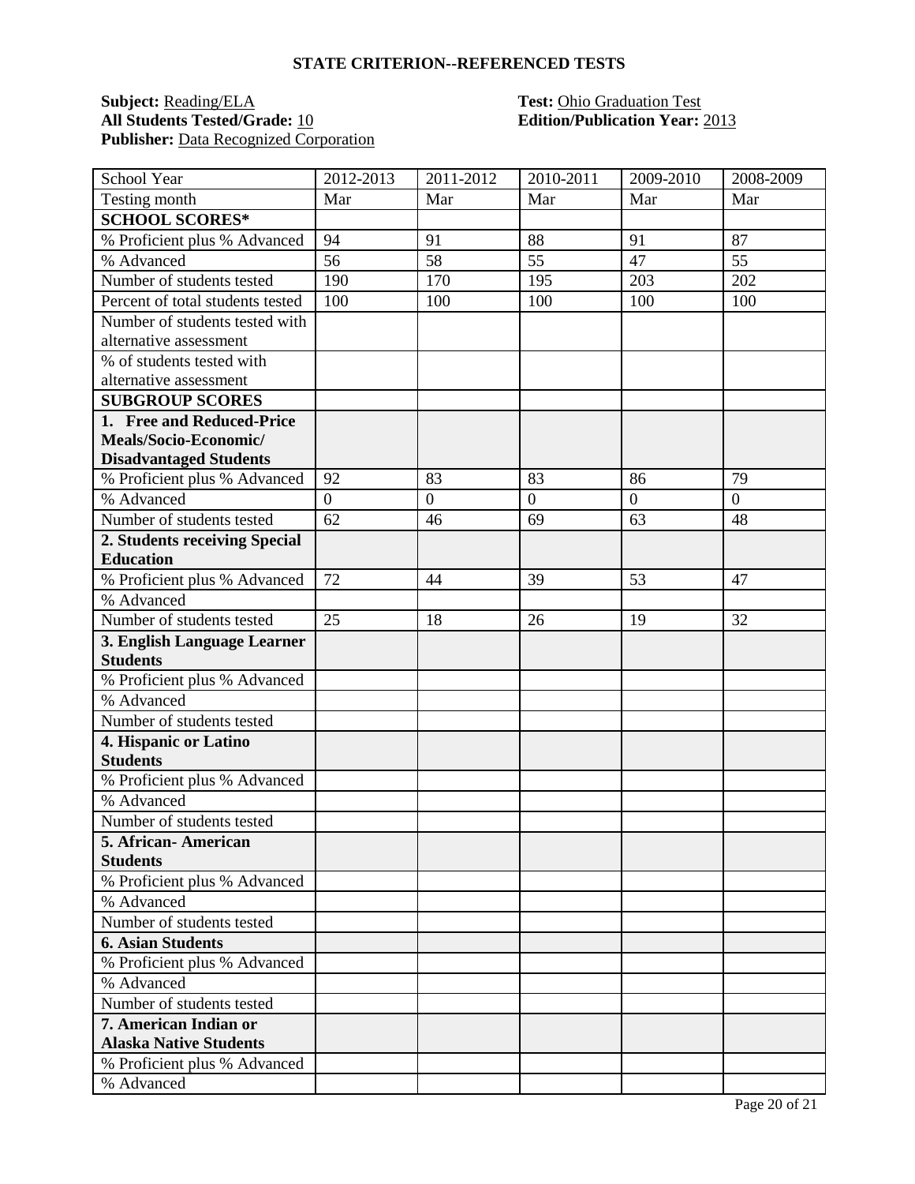## STATE CRITERION--REFERENCED TESTS

**Subject:** Reading/ELA
**All Students Tested/Grade:** 10
**Publisher:** Data Recognized Corporation

**Test:** Ohio Graduation Test
**Edition/Publication Year:** 2013

| School Year | 2012-2013 | 2011-2012 | 2010-2011 | 2009-2010 | 2008-2009 |
|---|---|---|---|---|---|
| Testing month | Mar | Mar | Mar | Mar | Mar |
| **SCHOOL SCORES*** | | | | | |
| % Proficient plus % Advanced | 94 | 91 | 88 | 91 | 87 |
| % Advanced | 56 | 58 | 55 | 47 | 55 |
| Number of students tested | 190 | 170 | 195 | 203 | 202 |
| Percent of total students tested | 100 | 100 | 100 | 100 | 100 |
| Number of students tested with alternative assessment | | | | | |
| % of students tested with alternative assessment | | | | | |
| **SUBGROUP SCORES** | | | | | |
| **1. Free and Reduced-Price Meals/Socio-Economic/ Disadvantaged Students** | | | | | |
| % Proficient plus % Advanced | 92 | 83 | 83 | 86 | 79 |
| % Advanced | 0 | 0 | 0 | 0 | 0 |
| Number of students tested | 62 | 46 | 69 | 63 | 48 |
| **2. Students receiving Special Education** | | | | | |
| % Proficient plus % Advanced | 72 | 44 | 39 | 53 | 47 |
| % Advanced | | | | | |
| Number of students tested | 25 | 18 | 26 | 19 | 32 |
| **3. English Language Learner Students** | | | | | |
| % Proficient plus % Advanced | | | | | |
| % Advanced | | | | | |
| Number of students tested | | | | | |
| **4. Hispanic or Latino Students** | | | | | |
| % Proficient plus % Advanced | | | | | |
| % Advanced | | | | | |
| Number of students tested | | | | | |
| **5. African- American Students** | | | | | |
| % Proficient plus % Advanced | | | | | |
| % Advanced | | | | | |
| Number of students tested | | | | | |
| **6. Asian Students** | | | | | |
| % Proficient plus % Advanced | | | | | |
| % Advanced | | | | | |
| Number of students tested | | | | | |
| **7. American Indian or Alaska Native Students** | | | | | |
| % Proficient plus % Advanced | | | | | |
| % Advanced | | | | | |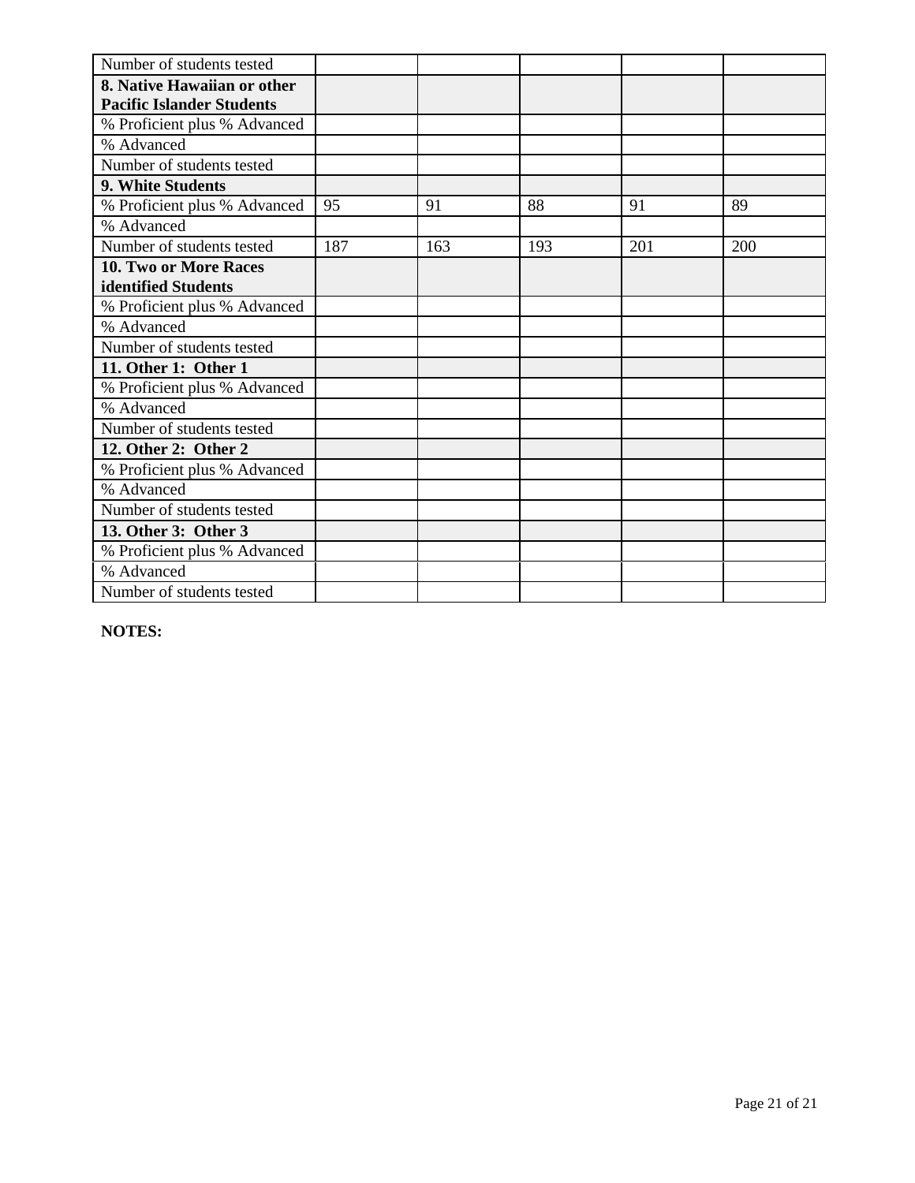| | | | | | |
|---|---|---|---|---|---|
| Number of students tested | | | | | |
| **8. Native Hawaiian or other Pacific Islander Students** | | | | | |
| % Proficient plus % Advanced | | | | | |
| % Advanced | | | | | |
| Number of students tested | | | | | |
| **9. White Students** | | | | | |
| % Proficient plus % Advanced | 95 | 91 | 88 | 91 | 89 |
| % Advanced | | | | | |
| Number of students tested | 187 | 163 | 193 | 201 | 200 |
| **10. Two or More Races identified Students** | | | | | |
| % Proficient plus % Advanced | | | | | |
| % Advanced | | | | | |
| Number of students tested | | | | | |
| **11. Other 1: Other 1** | | | | | |
| % Proficient plus % Advanced | | | | | |
| % Advanced | | | | | |
| Number of students tested | | | | | |
| **12. Other 2: Other 2** | | | | | |
| % Proficient plus % Advanced | | | | | |
| % Advanced | | | | | |
| Number of students tested | | | | | |
| **13. Other 3: Other 3** | | | | | |
| % Proficient plus % Advanced | | | | | |
| % Advanced | | | | | |
| Number of students tested | | | | | |

**NOTES:**